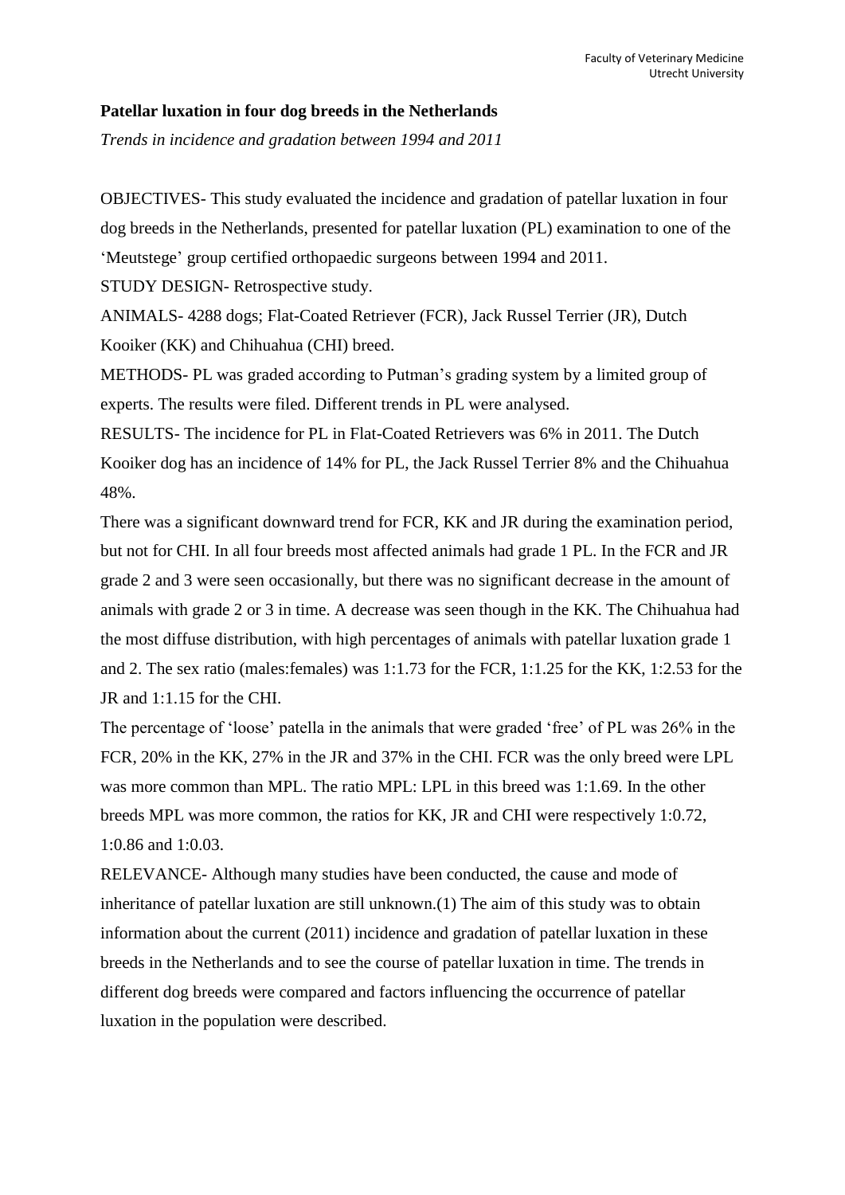**Patellar luxation in four dog breeds in the Netherlands**

*Trends in incidence and gradation between 1994 and 2011*

OBJECTIVES- This study evaluated the incidence and gradation of patellar luxation in four dog breeds in the Netherlands, presented for patellar luxation (PL) examination to one of the 'Meutstege' group certified orthopaedic surgeons between 1994 and 2011.

STUDY DESIGN- Retrospective study.

ANIMALS- 4288 dogs; Flat-Coated Retriever (FCR), Jack Russel Terrier (JR), Dutch Kooiker (KK) and Chihuahua (CHI) breed.

METHODS- PL was graded according to Putman's grading system by a limited group of experts. The results were filed. Different trends in PL were analysed.

RESULTS- The incidence for PL in Flat-Coated Retrievers was 6% in 2011. The Dutch Kooiker dog has an incidence of 14% for PL, the Jack Russel Terrier 8% and the Chihuahua 48%.

There was a significant downward trend for FCR, KK and JR during the examination period, but not for CHI. In all four breeds most affected animals had grade 1 PL. In the FCR and JR grade 2 and 3 were seen occasionally, but there was no significant decrease in the amount of animals with grade 2 or 3 in time. A decrease was seen though in the KK. The Chihuahua had the most diffuse distribution, with high percentages of animals with patellar luxation grade 1 and 2. The sex ratio (males:females) was 1:1.73 for the FCR, 1:1.25 for the KK, 1:2.53 for the JR and 1:1.15 for the CHI.

The percentage of 'loose' patella in the animals that were graded 'free' of PL was 26% in the FCR, 20% in the KK, 27% in the JR and 37% in the CHI. FCR was the only breed were LPL was more common than MPL. The ratio MPL: LPL in this breed was 1:1.69. In the other breeds MPL was more common, the ratios for KK, JR and CHI were respectively 1:0.72, 1:0.86 and 1:0.03.

RELEVANCE- Although many studies have been conducted, the cause and mode of inheritance of patellar luxation are still unknown.(1) The aim of this study was to obtain information about the current (2011) incidence and gradation of patellar luxation in these breeds in the Netherlands and to see the course of patellar luxation in time. The trends in different dog breeds were compared and factors influencing the occurrence of patellar luxation in the population were described.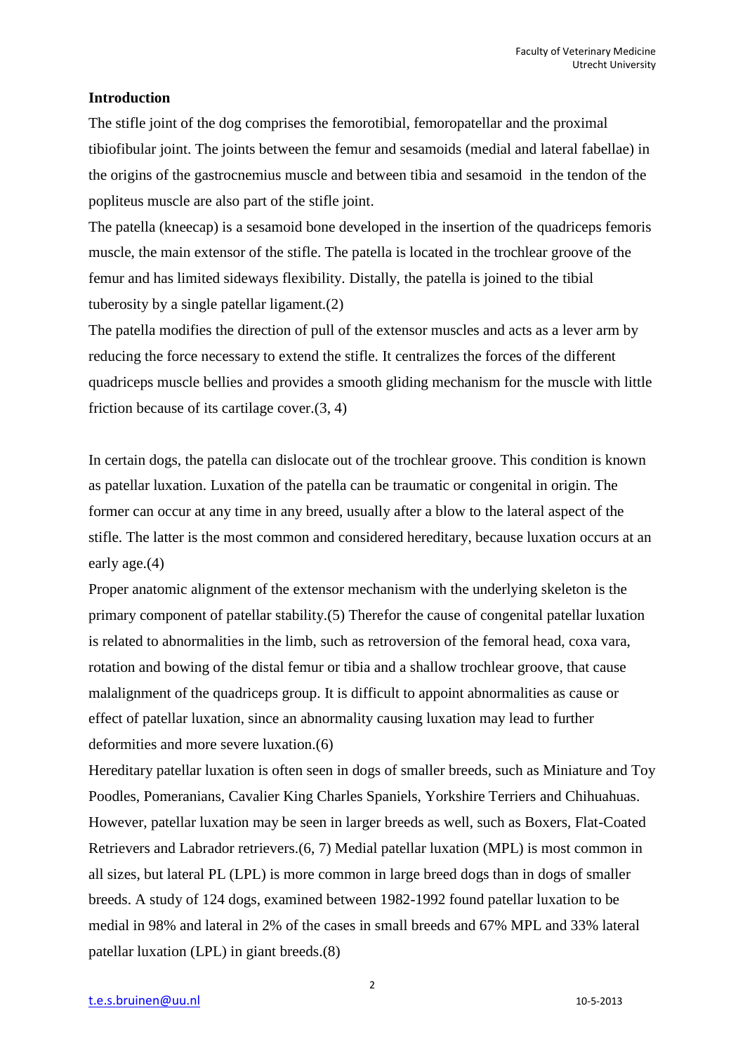## Introduction

The stifle joint of the dog comprises the femorotibial, femoropatellar and the proximal tibiofibular joint. The joints between the femur and sesamoids (medial and lateral fabellae) in the origins of the gastrocnemius muscle and between tibia and sesamoid in the tendon of the popliteus muscle are also part of the stifle joint.

The patella (kneecap) is a sesamoid bone developed in the insertion of the quadriceps femoris muscle, the main extensor of the stifle. The patella is located in the trochlear groove of the femur and has limited sideways flexibility. Distally, the patella is joined to the tibial tuberosity by a single patellar ligament.(2)

The patella modifies the direction of pull of the extensor muscles and acts as a lever arm by reducing the force necessary to extend the stifle. It centralizes the forces of the different quadriceps muscle bellies and provides a smooth gliding mechanism for the muscle with little friction because of its cartilage cover.(3, 4)

In certain dogs, the patella can dislocate out of the trochlear groove. This condition is known as patellar luxation. Luxation of the patella can be traumatic or congenital in origin. The former can occur at any time in any breed, usually after a blow to the lateral aspect of the stifle. The latter is the most common and considered hereditary, because luxation occurs at an early age.(4)

Proper anatomic alignment of the extensor mechanism with the underlying skeleton is the primary component of patellar stability.(5) Therefor the cause of congenital patellar luxation is related to abnormalities in the limb, such as retroversion of the femoral head, coxa vara, rotation and bowing of the distal femur or tibia and a shallow trochlear groove, that cause malalignment of the quadriceps group. It is difficult to appoint abnormalities as cause or effect of patellar luxation, since an abnormality causing luxation may lead to further deformities and more severe luxation.(6)

Hereditary patellar luxation is often seen in dogs of smaller breeds, such as Miniature and Toy Poodles, Pomeranians, Cavalier King Charles Spaniels, Yorkshire Terriers and Chihuahuas. However, patellar luxation may be seen in larger breeds as well, such as Boxers, Flat-Coated Retrievers and Labrador retrievers.(6, 7) Medial patellar luxation (MPL) is most common in all sizes, but lateral PL (LPL) is more common in large breed dogs than in dogs of smaller breeds. A study of 124 dogs, examined between 1982-1992 found patellar luxation to be medial in 98% and lateral in 2% of the cases in small breeds and 67% MPL and 33% lateral patellar luxation (LPL) in giant breeds.(8)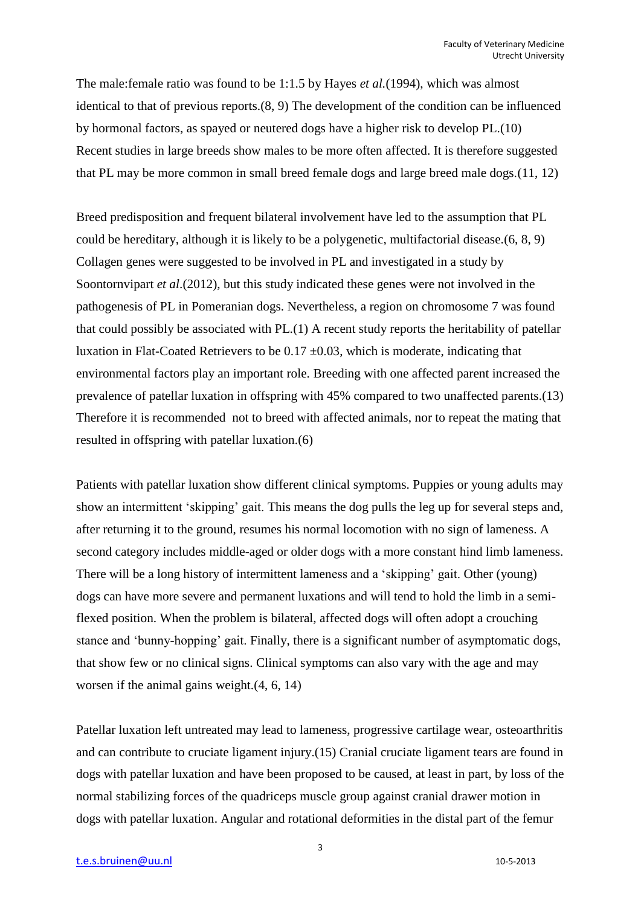The male:female ratio was found to be 1:1.5 by Hayes *et al.*(1994), which was almost identical to that of previous reports.(8, 9) The development of the condition can be influenced by hormonal factors, as spayed or neutered dogs have a higher risk to develop PL.(10) Recent studies in large breeds show males to be more often affected. It is therefore suggested that PL may be more common in small breed female dogs and large breed male dogs.(11, 12)

Breed predisposition and frequent bilateral involvement have led to the assumption that PL could be hereditary, although it is likely to be a polygenetic, multifactorial disease.(6, 8, 9) Collagen genes were suggested to be involved in PL and investigated in a study by Soontornvipart *et al*.(2012), but this study indicated these genes were not involved in the pathogenesis of PL in Pomeranian dogs. Nevertheless, a region on chromosome 7 was found that could possibly be associated with PL.(1) A recent study reports the heritability of patellar luxation in Flat-Coated Retrievers to be $0.17 \pm 0.03$, which is moderate, indicating that environmental factors play an important role. Breeding with one affected parent increased the prevalence of patellar luxation in offspring with 45% compared to two unaffected parents.(13) Therefore it is recommended not to breed with affected animals, nor to repeat the mating that resulted in offspring with patellar luxation.(6)

Patients with patellar luxation show different clinical symptoms. Puppies or young adults may show an intermittent 'skipping' gait. This means the dog pulls the leg up for several steps and, after returning it to the ground, resumes his normal locomotion with no sign of lameness. A second category includes middle-aged or older dogs with a more constant hind limb lameness. There will be a long history of intermittent lameness and a 'skipping' gait. Other (young) dogs can have more severe and permanent luxations and will tend to hold the limb in a semi-flexed position. When the problem is bilateral, affected dogs will often adopt a crouching stance and 'bunny-hopping' gait. Finally, there is a significant number of asymptomatic dogs, that show few or no clinical signs. Clinical symptoms can also vary with the age and may worsen if the animal gains weight.(4, 6, 14)

Patellar luxation left untreated may lead to lameness, progressive cartilage wear, osteoarthritis and can contribute to cruciate ligament injury.(15) Cranial cruciate ligament tears are found in dogs with patellar luxation and have been proposed to be caused, at least in part, by loss of the normal stabilizing forces of the quadriceps muscle group against cranial drawer motion in dogs with patellar luxation. Angular and rotational deformities in the distal part of the femur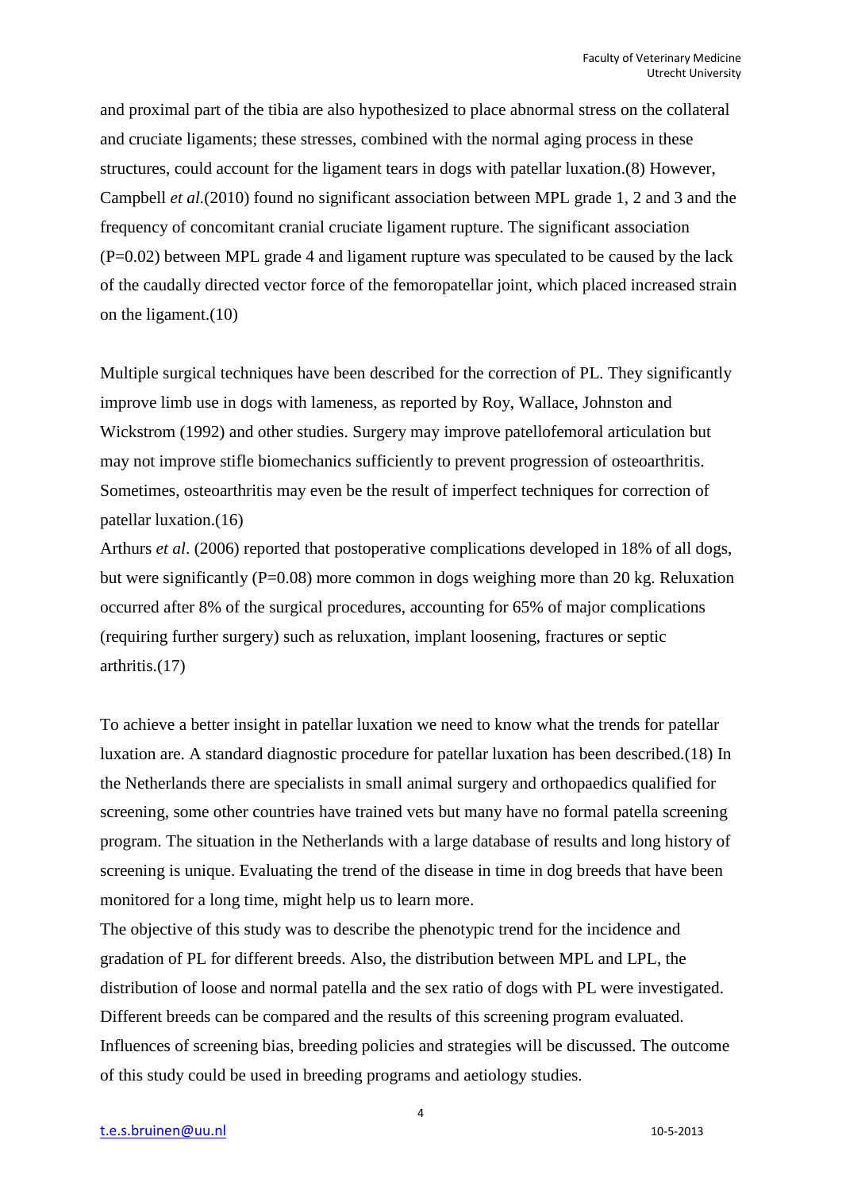and proximal part of the tibia are also hypothesized to place abnormal stress on the collateral and cruciate ligaments; these stresses, combined with the normal aging process in these structures, could account for the ligament tears in dogs with patellar luxation.(8) However, Campbell *et al.*(2010) found no significant association between MPL grade 1, 2 and 3 and the frequency of concomitant cranial cruciate ligament rupture. The significant association (P=0.02) between MPL grade 4 and ligament rupture was speculated to be caused by the lack of the caudally directed vector force of the femoropatellar joint, which placed increased strain on the ligament.(10)

Multiple surgical techniques have been described for the correction of PL. They significantly improve limb use in dogs with lameness, as reported by Roy, Wallace, Johnston and Wickstrom (1992) and other studies. Surgery may improve patellofemoral articulation but may not improve stifle biomechanics sufficiently to prevent progression of osteoarthritis. Sometimes, osteoarthritis may even be the result of imperfect techniques for correction of patellar luxation.(16)

Arthurs *et al*. (2006) reported that postoperative complications developed in 18% of all dogs, but were significantly (P=0.08) more common in dogs weighing more than 20 kg. Reluxation occurred after 8% of the surgical procedures, accounting for 65% of major complications (requiring further surgery) such as reluxation, implant loosening, fractures or septic arthritis.(17)

To achieve a better insight in patellar luxation we need to know what the trends for patellar luxation are. A standard diagnostic procedure for patellar luxation has been described.(18) In the Netherlands there are specialists in small animal surgery and orthopaedics qualified for screening, some other countries have trained vets but many have no formal patella screening program. The situation in the Netherlands with a large database of results and long history of screening is unique. Evaluating the trend of the disease in time in dog breeds that have been monitored for a long time, might help us to learn more.

The objective of this study was to describe the phenotypic trend for the incidence and gradation of PL for different breeds. Also, the distribution between MPL and LPL, the distribution of loose and normal patella and the sex ratio of dogs with PL were investigated. Different breeds can be compared and the results of this screening program evaluated. Influences of screening bias, breeding policies and strategies will be discussed. The outcome of this study could be used in breeding programs and aetiology studies.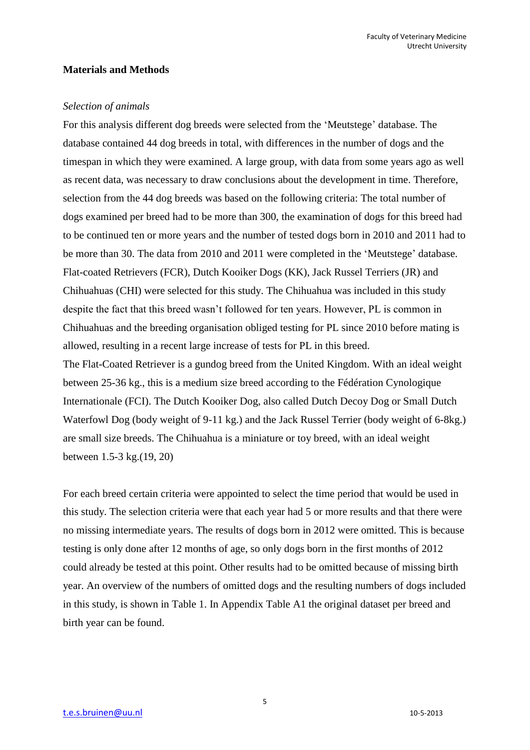## Materials and Methods

### *Selection of animals*

For this analysis different dog breeds were selected from the 'Meutstege' database. The database contained 44 dog breeds in total, with differences in the number of dogs and the timespan in which they were examined. A large group, with data from some years ago as well as recent data, was necessary to draw conclusions about the development in time. Therefore, selection from the 44 dog breeds was based on the following criteria: The total number of dogs examined per breed had to be more than 300, the examination of dogs for this breed had to be continued ten or more years and the number of tested dogs born in 2010 and 2011 had to be more than 30. The data from 2010 and 2011 were completed in the 'Meutstege' database. Flat-coated Retrievers (FCR), Dutch Kooiker Dogs (KK), Jack Russel Terriers (JR) and Chihuahuas (CHI) were selected for this study. The Chihuahua was included in this study despite the fact that this breed wasn't followed for ten years. However, PL is common in Chihuahuas and the breeding organisation obliged testing for PL since 2010 before mating is allowed, resulting in a recent large increase of tests for PL in this breed.

The Flat-Coated Retriever is a gundog breed from the United Kingdom. With an ideal weight between 25-36 kg., this is a medium size breed according to the Fédération Cynologique Internationale (FCI). The Dutch Kooiker Dog, also called Dutch Decoy Dog or Small Dutch Waterfowl Dog (body weight of 9-11 kg.) and the Jack Russel Terrier (body weight of 6-8kg.) are small size breeds. The Chihuahua is a miniature or toy breed, with an ideal weight between 1.5-3 kg.(19, 20)

For each breed certain criteria were appointed to select the time period that would be used in this study. The selection criteria were that each year had 5 or more results and that there were no missing intermediate years. The results of dogs born in 2012 were omitted. This is because testing is only done after 12 months of age, so only dogs born in the first months of 2012 could already be tested at this point. Other results had to be omitted because of missing birth year. An overview of the numbers of omitted dogs and the resulting numbers of dogs included in this study, is shown in Table 1. In Appendix Table A1 the original dataset per breed and birth year can be found.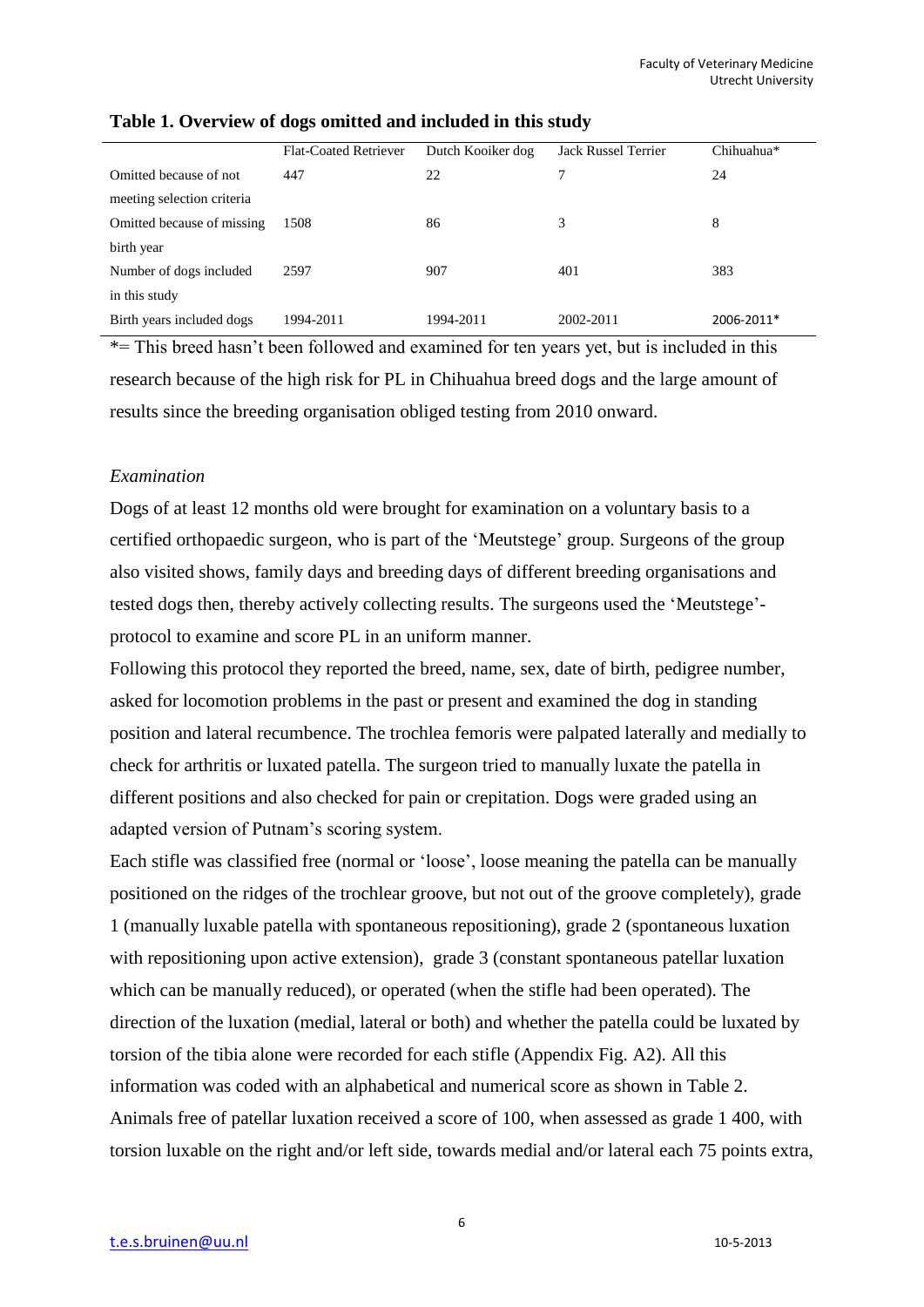**Table 1. Overview of dogs omitted and included in this study**

| | Flat-Coated Retriever | Dutch Kooiker dog | Jack Russel Terrier | Chihuahua* |
|---|---|---|---|---|
| Omitted because of not meeting selection criteria | 447 | 22 | 7 | 24 |
| Omitted because of missing birth year | 1508 | 86 | 3 | 8 |
| Number of dogs included in this study | 2597 | 907 | 401 | 383 |
| Birth years included dogs | 1994-2011 | 1994-2011 | 2002-2011 | 2006-2011* |

*= This breed hasn't been followed and examined for ten years yet, but is included in this research because of the high risk for PL in Chihuahua breed dogs and the large amount of results since the breeding organisation obliged testing from 2010 onward.

*Examination*

Dogs of at least 12 months old were brought for examination on a voluntary basis to a certified orthopaedic surgeon, who is part of the 'Meutstege' group. Surgeons of the group also visited shows, family days and breeding days of different breeding organisations and tested dogs then, thereby actively collecting results. The surgeons used the 'Meutstege'-protocol to examine and score PL in an uniform manner.

Following this protocol they reported the breed, name, sex, date of birth, pedigree number, asked for locomotion problems in the past or present and examined the dog in standing position and lateral recumbence. The trochlea femoris were palpated laterally and medially to check for arthritis or luxated patella. The surgeon tried to manually luxate the patella in different positions and also checked for pain or crepitation. Dogs were graded using an adapted version of Putnam's scoring system.

Each stifle was classified free (normal or 'loose', loose meaning the patella can be manually positioned on the ridges of the trochlear groove, but not out of the groove completely), grade 1 (manually luxable patella with spontaneous repositioning), grade 2 (spontaneous luxation with repositioning upon active extension), grade 3 (constant spontaneous patellar luxation which can be manually reduced), or operated (when the stifle had been operated). The direction of the luxation (medial, lateral or both) and whether the patella could be luxated by torsion of the tibia alone were recorded for each stifle (Appendix Fig. A2). All this information was coded with an alphabetical and numerical score as shown in Table 2. Animals free of patellar luxation received a score of 100, when assessed as grade 1 400, with torsion luxable on the right and/or left side, towards medial and/or lateral each 75 points extra,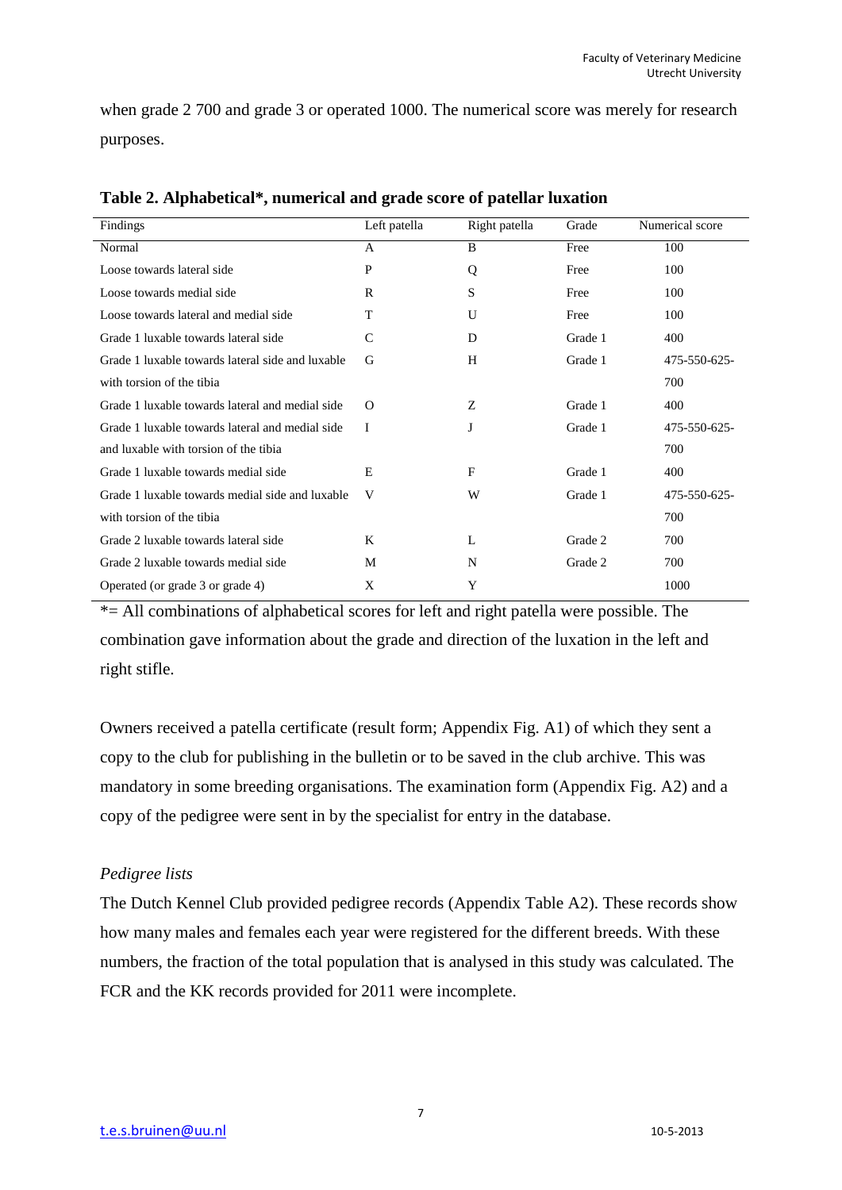when grade 2 700 and grade 3 or operated 1000. The numerical score was merely for research purposes.

**Table 2. Alphabetical*, numerical and grade score of patellar luxation**

| Findings | Left patella | Right patella | Grade | Numerical score |
|---|---|---|---|---|
| Normal | A | B | Free | 100 |
| Loose towards lateral side | P | Q | Free | 100 |
| Loose towards medial side | R | S | Free | 100 |
| Loose towards lateral and medial side | T | U | Free | 100 |
| Grade 1 luxable towards lateral side | C | D | Grade 1 | 400 |
| Grade 1 luxable towards lateral side and luxable with torsion of the tibia | G | H | Grade 1 | 475-550-625-700 |
| Grade 1 luxable towards lateral and medial side | O | Z | Grade 1 | 400 |
| Grade 1 luxable towards lateral and medial side and luxable with torsion of the tibia | I | J | Grade 1 | 475-550-625-700 |
| Grade 1 luxable towards medial side | E | F | Grade 1 | 400 |
| Grade 1 luxable towards medial side and luxable with torsion of the tibia | V | W | Grade 1 | 475-550-625-700 |
| Grade 2 luxable towards lateral side | K | L | Grade 2 | 700 |
| Grade 2 luxable towards medial side | M | N | Grade 2 | 700 |
| Operated (or grade 3 or grade 4) | X | Y | | 1000 |

*= All combinations of alphabetical scores for left and right patella were possible. The combination gave information about the grade and direction of the luxation in the left and right stifle.

Owners received a patella certificate (result form; Appendix Fig. A1) of which they sent a copy to the club for publishing in the bulletin or to be saved in the club archive. This was mandatory in some breeding organisations. The examination form (Appendix Fig. A2) and a copy of the pedigree were sent in by the specialist for entry in the database.

*Pedigree lists*

The Dutch Kennel Club provided pedigree records (Appendix Table A2). These records show how many males and females each year were registered for the different breeds. With these numbers, the fraction of the total population that is analysed in this study was calculated. The FCR and the KK records provided for 2011 were incomplete.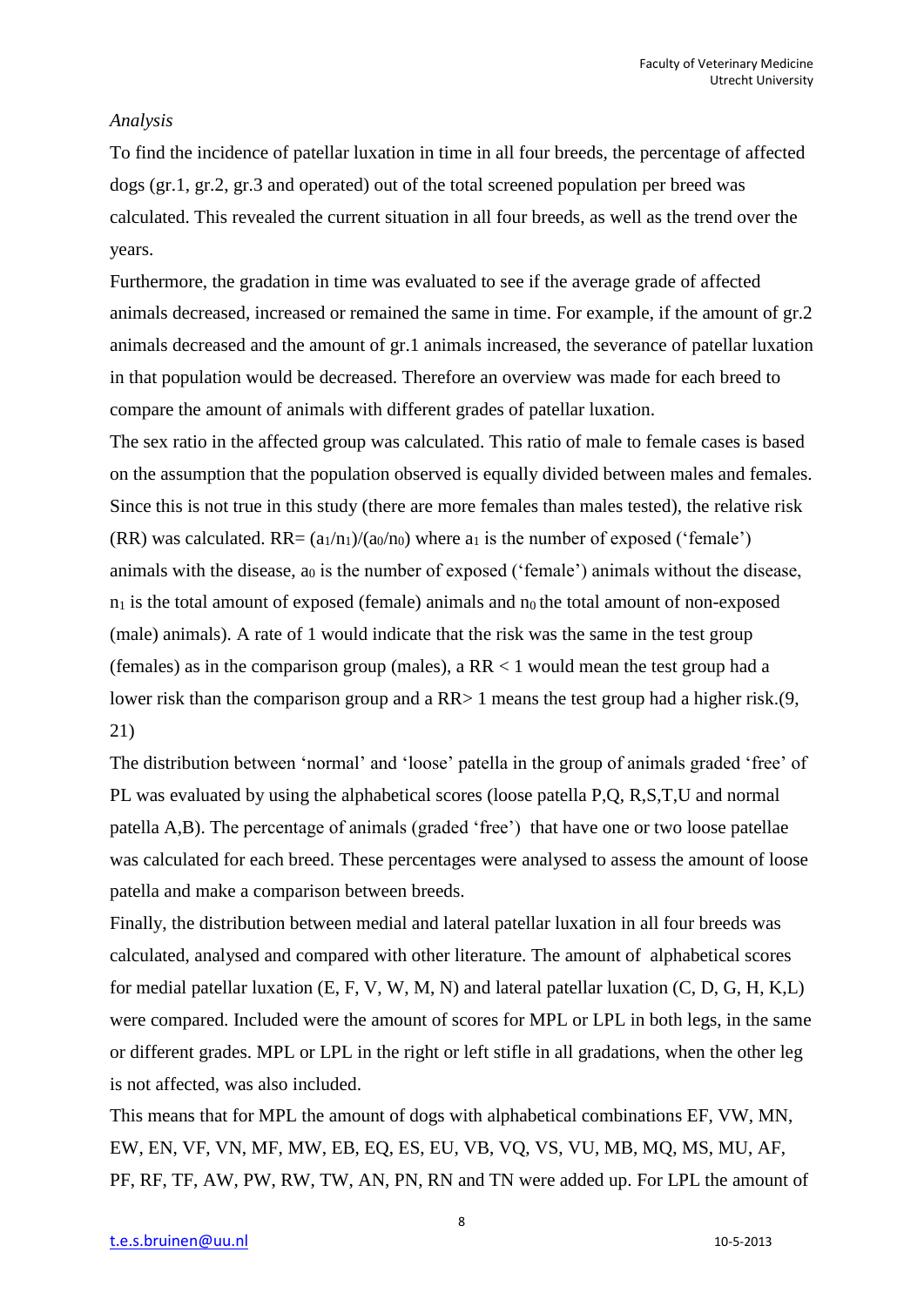*Analysis*

To find the incidence of patellar luxation in time in all four breeds, the percentage of affected dogs (gr.1, gr.2, gr.3 and operated) out of the total screened population per breed was calculated. This revealed the current situation in all four breeds, as well as the trend over the years.

Furthermore, the gradation in time was evaluated to see if the average grade of affected animals decreased, increased or remained the same in time. For example, if the amount of gr.2 animals decreased and the amount of gr.1 animals increased, the severance of patellar luxation in that population would be decreased. Therefore an overview was made for each breed to compare the amount of animals with different grades of patellar luxation.

The sex ratio in the affected group was calculated. This ratio of male to female cases is based on the assumption that the population observed is equally divided between males and females. Since this is not true in this study (there are more females than males tested), the relative risk (RR) was calculated. RR= $(a_1/n_1)/(a_0/n_0)$ where $a_1$ is the number of exposed ('female') animals with the disease, $a_0$ is the number of exposed ('female') animals without the disease, $n_1$ is the total amount of exposed (female) animals and $n_0$ the total amount of non-exposed (male) animals). A rate of 1 would indicate that the risk was the same in the test group (females) as in the comparison group (males), a RR < 1 would mean the test group had a lower risk than the comparison group and a RR> 1 means the test group had a higher risk.(9, 21)

The distribution between 'normal' and 'loose' patella in the group of animals graded 'free' of PL was evaluated by using the alphabetical scores (loose patella P,Q, R,S,T,U and normal patella A,B). The percentage of animals (graded 'free') that have one or two loose patellae was calculated for each breed. These percentages were analysed to assess the amount of loose patella and make a comparison between breeds.

Finally, the distribution between medial and lateral patellar luxation in all four breeds was calculated, analysed and compared with other literature. The amount of alphabetical scores for medial patellar luxation (E, F, V, W, M, N) and lateral patellar luxation (C, D, G, H, K,L) were compared. Included were the amount of scores for MPL or LPL in both legs, in the same or different grades. MPL or LPL in the right or left stifle in all gradations, when the other leg is not affected, was also included.

This means that for MPL the amount of dogs with alphabetical combinations EF, VW, MN, EW, EN, VF, VN, MF, MW, EB, EQ, ES, EU, VB, VQ, VS, VU, MB, MQ, MS, MU, AF, PF, RF, TF, AW, PW, RW, TW, AN, PN, RN and TN were added up. For LPL the amount of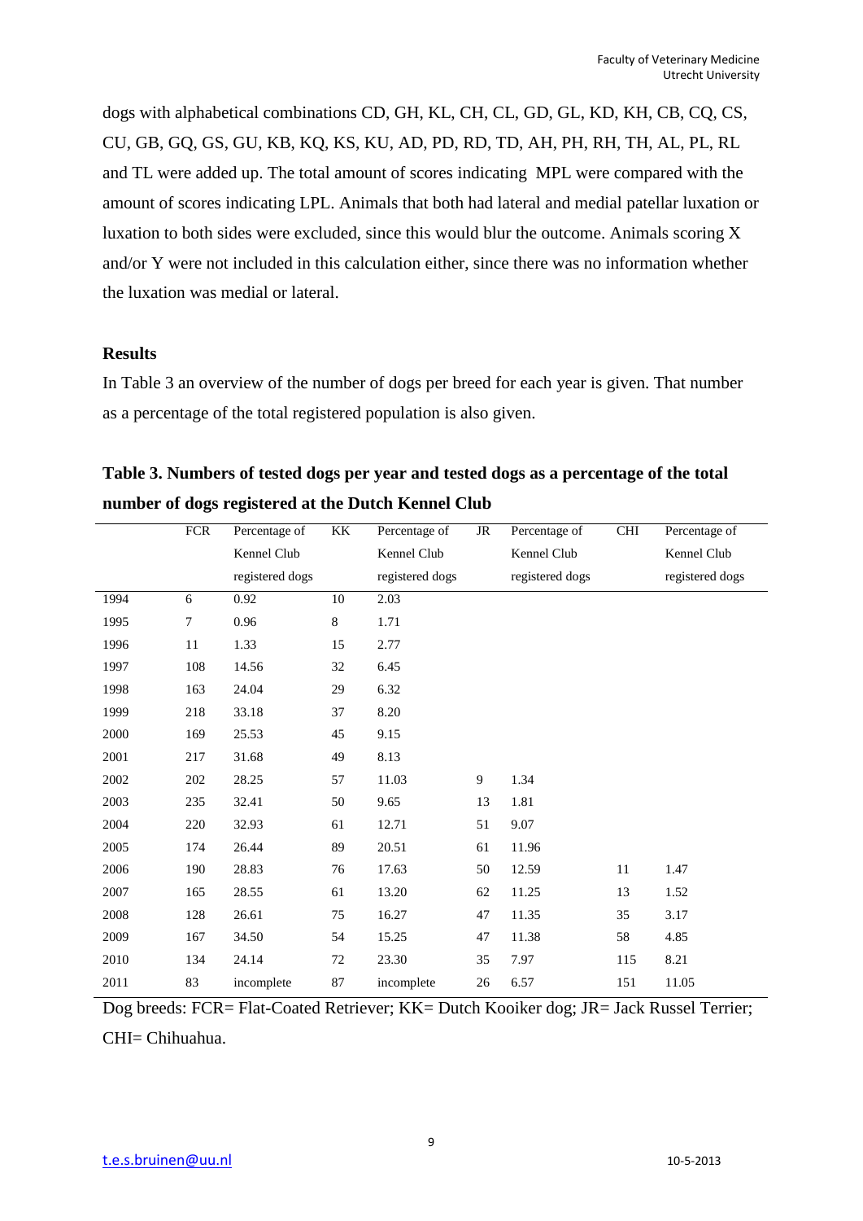dogs with alphabetical combinations CD, GH, KL, CH, CL, GD, GL, KD, KH, CB, CQ, CS, CU, GB, GQ, GS, GU, KB, KQ, KS, KU, AD, PD, RD, TD, AH, PH, RH, TH, AL, PL, RL and TL were added up. The total amount of scores indicating MPL were compared with the amount of scores indicating LPL. Animals that both had lateral and medial patellar luxation or luxation to both sides were excluded, since this would blur the outcome. Animals scoring X and/or Y were not included in this calculation either, since there was no information whether the luxation was medial or lateral.

## Results

In Table 3 an overview of the number of dogs per breed for each year is given. That number as a percentage of the total registered population is also given.

**Table 3. Numbers of tested dogs per year and tested dogs as a percentage of the total number of dogs registered at the Dutch Kennel Club**

| | FCR | Percentage of Kennel Club registered dogs | KK | Percentage of Kennel Club registered dogs | JR | Percentage of Kennel Club registered dogs | CHI | Percentage of Kennel Club registered dogs |
|---|---|---|---|---|---|---|---|---|
| 1994 | 6 | 0.92 | 10 | 2.03 | | | | |
| 1995 | 7 | 0.96 | 8 | 1.71 | | | | |
| 1996 | 11 | 1.33 | 15 | 2.77 | | | | |
| 1997 | 108 | 14.56 | 32 | 6.45 | | | | |
| 1998 | 163 | 24.04 | 29 | 6.32 | | | | |
| 1999 | 218 | 33.18 | 37 | 8.20 | | | | |
| 2000 | 169 | 25.53 | 45 | 9.15 | | | | |
| 2001 | 217 | 31.68 | 49 | 8.13 | | | | |
| 2002 | 202 | 28.25 | 57 | 11.03 | 9 | 1.34 | | |
| 2003 | 235 | 32.41 | 50 | 9.65 | 13 | 1.81 | | |
| 2004 | 220 | 32.93 | 61 | 12.71 | 51 | 9.07 | | |
| 2005 | 174 | 26.44 | 89 | 20.51 | 61 | 11.96 | | |
| 2006 | 190 | 28.83 | 76 | 17.63 | 50 | 12.59 | 11 | 1.47 |
| 2007 | 165 | 28.55 | 61 | 13.20 | 62 | 11.25 | 13 | 1.52 |
| 2008 | 128 | 26.61 | 75 | 16.27 | 47 | 11.35 | 35 | 3.17 |
| 2009 | 167 | 34.50 | 54 | 15.25 | 47 | 11.38 | 58 | 4.85 |
| 2010 | 134 | 24.14 | 72 | 23.30 | 35 | 7.97 | 115 | 8.21 |
| 2011 | 83 | incomplete | 87 | incomplete | 26 | 6.57 | 151 | 11.05 |

Dog breeds: FCR= Flat-Coated Retriever; KK= Dutch Kooiker dog; JR= Jack Russel Terrier; CHI= Chihuahua.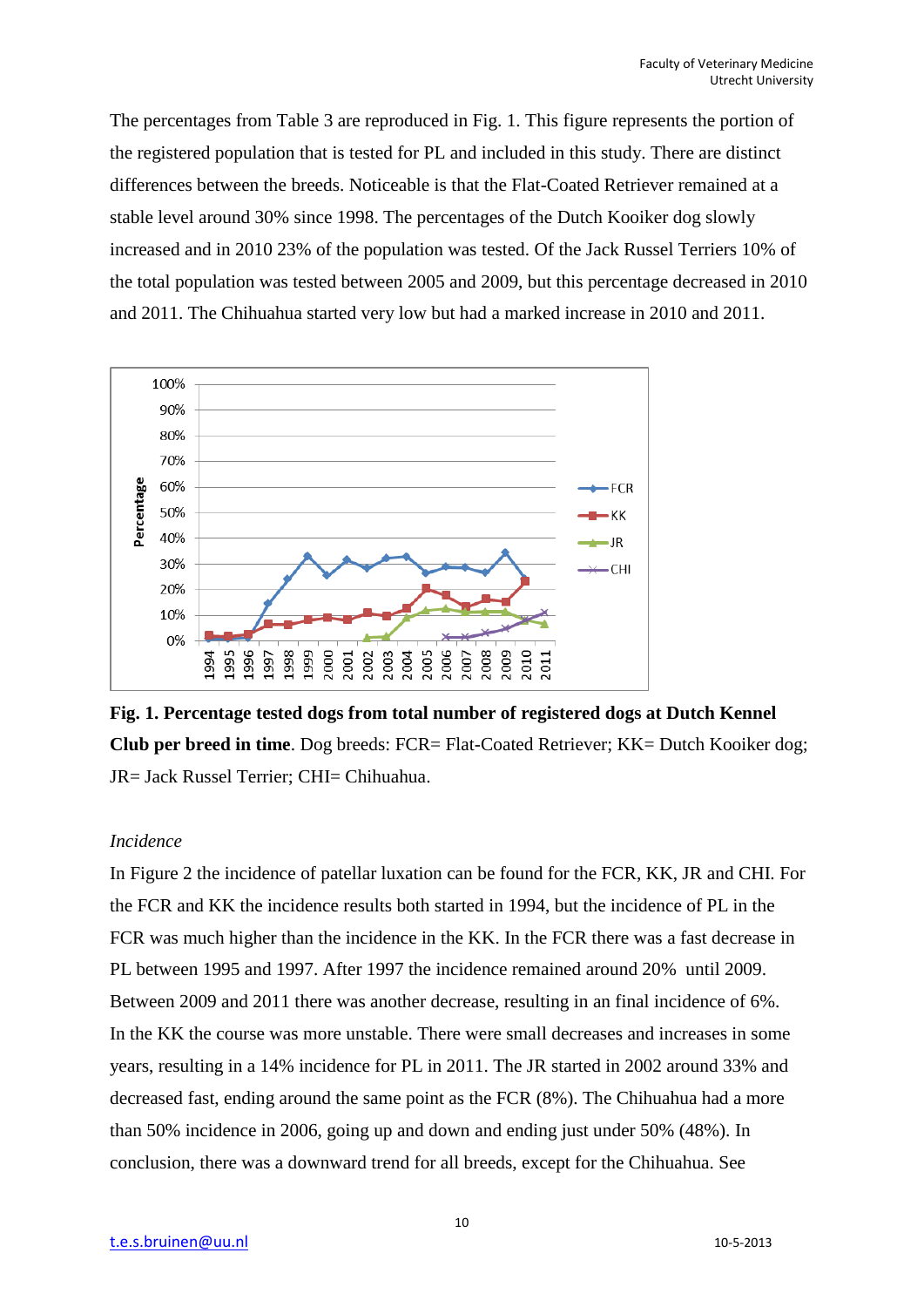The percentages from Table 3 are reproduced in Fig. 1. This figure represents the portion of the registered population that is tested for PL and included in this study. There are distinct differences between the breeds. Noticeable is that the Flat-Coated Retriever remained at a stable level around 30% since 1998. The percentages of the Dutch Kooiker dog slowly increased and in 2010 23% of the population was tested. Of the Jack Russel Terriers 10% of the total population was tested between 2005 and 2009, but this percentage decreased in 2010 and 2011. The Chihuahua started very low but had a marked increase in 2010 and 2011.

**Fig. 1. Percentage tested dogs from total number of registered dogs at Dutch Kennel Club per breed in time**. Dog breeds: FCR= Flat-Coated Retriever; KK= Dutch Kooiker dog; JR= Jack Russel Terrier; CHI= Chihuahua.

*Incidence*

In Figure 2 the incidence of patellar luxation can be found for the FCR, KK, JR and CHI. For the FCR and KK the incidence results both started in 1994, but the incidence of PL in the FCR was much higher than the incidence in the KK. In the FCR there was a fast decrease in PL between 1995 and 1997. After 1997 the incidence remained around 20% until 2009. Between 2009 and 2011 there was another decrease, resulting in an final incidence of 6%. In the KK the course was more unstable. There were small decreases and increases in some years, resulting in a 14% incidence for PL in 2011. The JR started in 2002 around 33% and decreased fast, ending around the same point as the FCR (8%). The Chihuahua had a more than 50% incidence in 2006, going up and down and ending just under 50% (48%). In conclusion, there was a downward trend for all breeds, except for the Chihuahua. See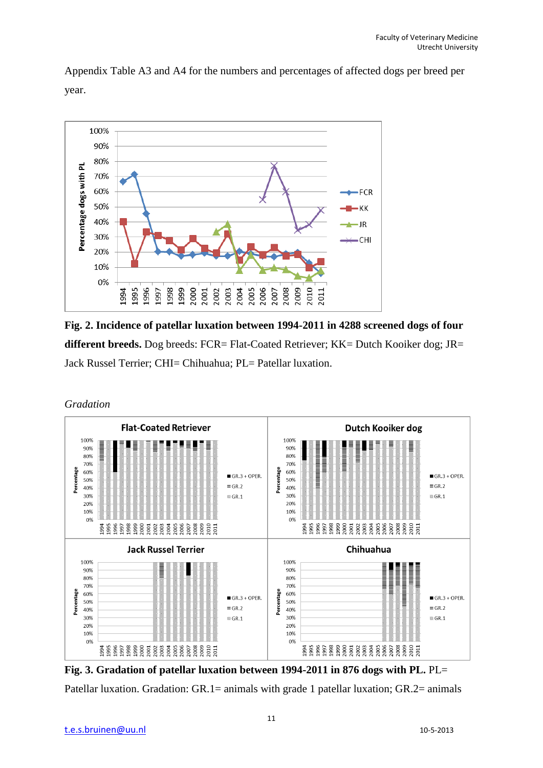Appendix Table A3 and A4 for the numbers and percentages of affected dogs per breed per year.

**Fig. 2. Incidence of patellar luxation between 1994-2011 in 4288 screened dogs of four different breeds.** Dog breeds: FCR= Flat-Coated Retriever; KK= Dutch Kooiker dog; JR= Jack Russel Terrier; CHI= Chihuahua; PL= Patellar luxation.

*Gradation*

**Fig. 3. Gradation of patellar luxation between 1994-2011 in 876 dogs with PL.** PL= Patellar luxation. Gradation: GR.1= animals with grade 1 patellar luxation; GR.2= animals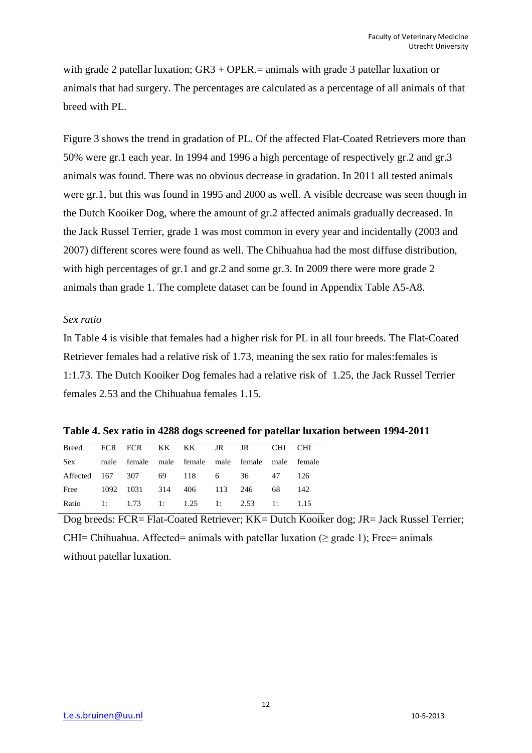with grade 2 patellar luxation; GR3 + OPER.= animals with grade 3 patellar luxation or animals that had surgery. The percentages are calculated as a percentage of all animals of that breed with PL.

Figure 3 shows the trend in gradation of PL. Of the affected Flat-Coated Retrievers more than 50% were gr.1 each year. In 1994 and 1996 a high percentage of respectively gr.2 and gr.3 animals was found. There was no obvious decrease in gradation. In 2011 all tested animals were gr.1, but this was found in 1995 and 2000 as well. A visible decrease was seen though in the Dutch Kooiker Dog, where the amount of gr.2 affected animals gradually decreased. In the Jack Russel Terrier, grade 1 was most common in every year and incidentally (2003 and 2007) different scores were found as well. The Chihuahua had the most diffuse distribution, with high percentages of gr.1 and gr.2 and some gr.3. In 2009 there were more grade 2 animals than grade 1. The complete dataset can be found in Appendix Table A5-A8.

*Sex ratio*

In Table 4 is visible that females had a higher risk for PL in all four breeds. The Flat-Coated Retriever females had a relative risk of 1.73, meaning the sex ratio for males:females is 1:1.73. The Dutch Kooiker Dog females had a relative risk of 1.25, the Jack Russel Terrier females 2.53 and the Chihuahua females 1.15.

**Table 4. Sex ratio in 4288 dogs screened for patellar luxation between 1994-2011**

| Breed | FCR | FCR | KK | KK | JR | JR | CHI | CHI |
|---|---|---|---|---|---|---|---|---|
| Sex | male | female | male | female | male | female | male | female |
| Affected | 167 | 307 | 69 | 118 | 6 | 36 | 47 | 126 |
| Free | 1092 | 1031 | 314 | 406 | 113 | 246 | 68 | 142 |
| Ratio | 1: | 1.73 | 1: | 1.25 | 1: | 2.53 | 1: | 1.15 |

Dog breeds: FCR= Flat-Coated Retriever; KK= Dutch Kooiker dog; JR= Jack Russel Terrier; CHI= Chihuahua. Affected= animals with patellar luxation (≥ grade 1); Free= animals without patellar luxation.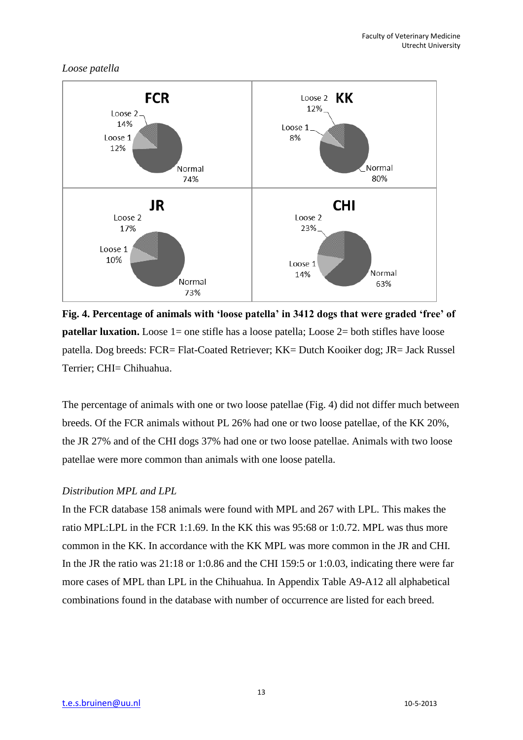*Loose patella*

**Fig. 4. Percentage of animals with 'loose patella' in 3412 dogs that were graded 'free' of patellar luxation.** Loose 1= one stifle has a loose patella; Loose 2= both stifles have loose patella. Dog breeds: FCR= Flat-Coated Retriever; KK= Dutch Kooiker dog; JR= Jack Russel Terrier; CHI= Chihuahua.

The percentage of animals with one or two loose patellae (Fig. 4) did not differ much between breeds. Of the FCR animals without PL 26% had one or two loose patellae, of the KK 20%, the JR 27% and of the CHI dogs 37% had one or two loose patellae. Animals with two loose patellae were more common than animals with one loose patella.

*Distribution MPL and LPL*

In the FCR database 158 animals were found with MPL and 267 with LPL. This makes the ratio MPL:LPL in the FCR 1:1.69. In the KK this was 95:68 or 1:0.72. MPL was thus more common in the KK. In accordance with the KK MPL was more common in the JR and CHI. In the JR the ratio was 21:18 or 1:0.86 and the CHI 159:5 or 1:0.03, indicating there were far more cases of MPL than LPL in the Chihuahua. In Appendix Table A9-A12 all alphabetical combinations found in the database with number of occurrence are listed for each breed.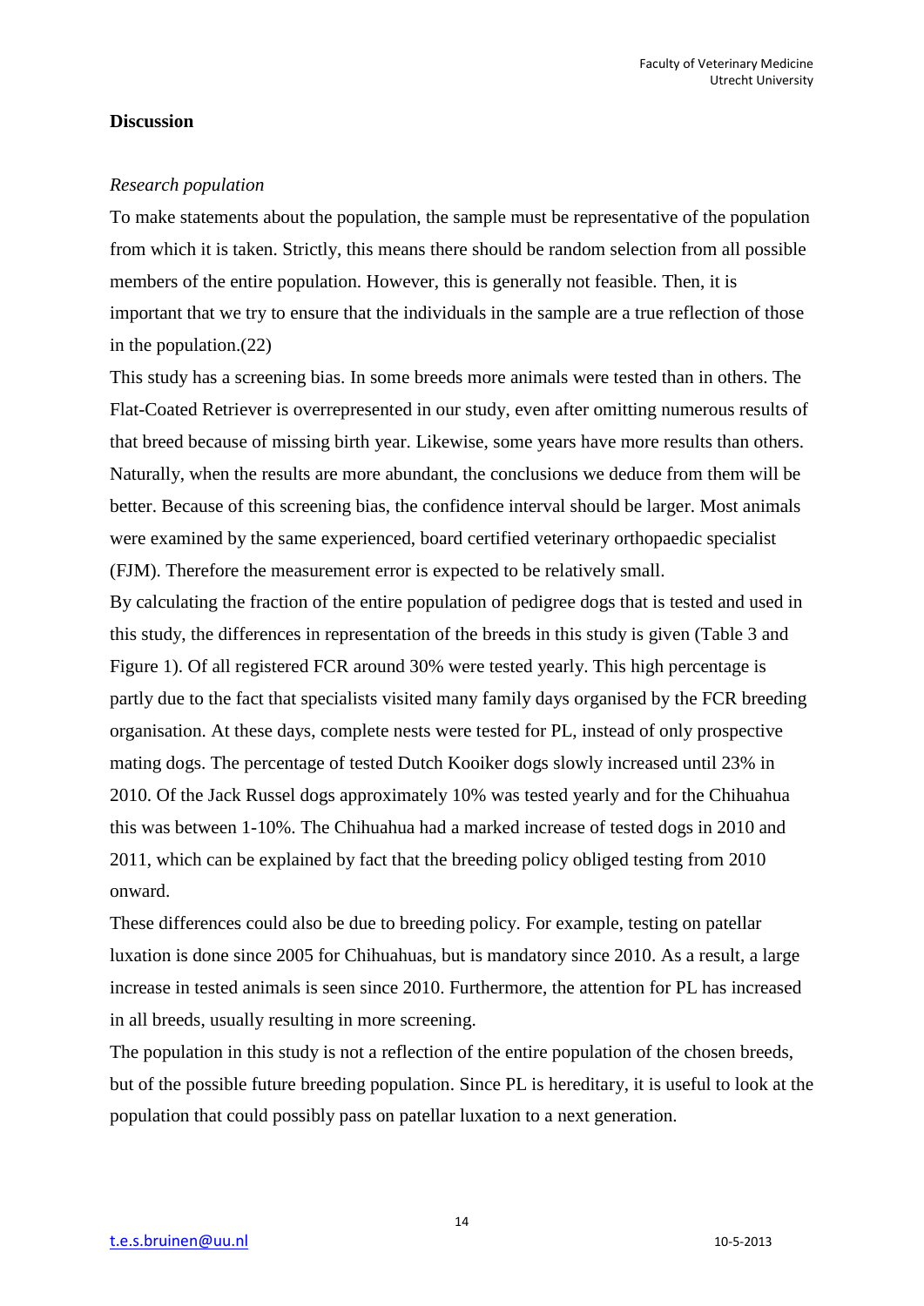## Discussion

*Research population*

To make statements about the population, the sample must be representative of the population from which it is taken. Strictly, this means there should be random selection from all possible members of the entire population. However, this is generally not feasible. Then, it is important that we try to ensure that the individuals in the sample are a true reflection of those in the population.(22)

This study has a screening bias. In some breeds more animals were tested than in others. The Flat-Coated Retriever is overrepresented in our study, even after omitting numerous results of that breed because of missing birth year. Likewise, some years have more results than others. Naturally, when the results are more abundant, the conclusions we deduce from them will be better. Because of this screening bias, the confidence interval should be larger. Most animals were examined by the same experienced, board certified veterinary orthopaedic specialist (FJM). Therefore the measurement error is expected to be relatively small.

By calculating the fraction of the entire population of pedigree dogs that is tested and used in this study, the differences in representation of the breeds in this study is given (Table 3 and Figure 1). Of all registered FCR around 30% were tested yearly. This high percentage is partly due to the fact that specialists visited many family days organised by the FCR breeding organisation. At these days, complete nests were tested for PL, instead of only prospective mating dogs. The percentage of tested Dutch Kooiker dogs slowly increased until 23% in 2010. Of the Jack Russel dogs approximately 10% was tested yearly and for the Chihuahua this was between 1-10%. The Chihuahua had a marked increase of tested dogs in 2010 and 2011, which can be explained by fact that the breeding policy obliged testing from 2010 onward.

These differences could also be due to breeding policy. For example, testing on patellar luxation is done since 2005 for Chihuahuas, but is mandatory since 2010. As a result, a large increase in tested animals is seen since 2010. Furthermore, the attention for PL has increased in all breeds, usually resulting in more screening.

The population in this study is not a reflection of the entire population of the chosen breeds, but of the possible future breeding population. Since PL is hereditary, it is useful to look at the population that could possibly pass on patellar luxation to a next generation.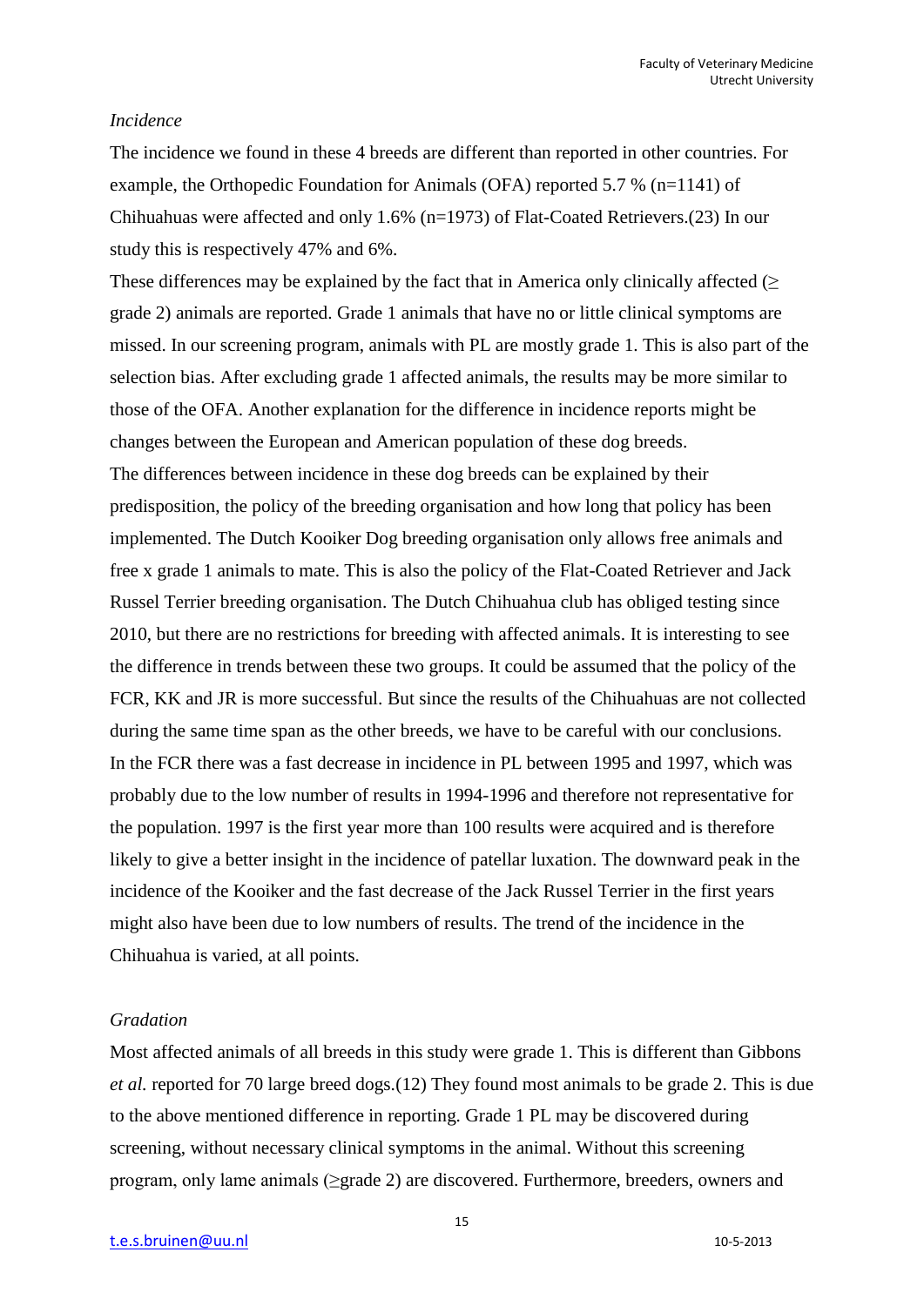*Incidence*

The incidence we found in these 4 breeds are different than reported in other countries. For example, the Orthopedic Foundation for Animals (OFA) reported 5.7 % (n=1141) of Chihuahuas were affected and only 1.6% (n=1973) of Flat-Coated Retrievers.(23) In our study this is respectively 47% and 6%.

These differences may be explained by the fact that in America only clinically affected (≥ grade 2) animals are reported. Grade 1 animals that have no or little clinical symptoms are missed. In our screening program, animals with PL are mostly grade 1. This is also part of the selection bias. After excluding grade 1 affected animals, the results may be more similar to those of the OFA. Another explanation for the difference in incidence reports might be changes between the European and American population of these dog breeds.

The differences between incidence in these dog breeds can be explained by their predisposition, the policy of the breeding organisation and how long that policy has been implemented. The Dutch Kooiker Dog breeding organisation only allows free animals and free x grade 1 animals to mate. This is also the policy of the Flat-Coated Retriever and Jack Russel Terrier breeding organisation. The Dutch Chihuahua club has obliged testing since 2010, but there are no restrictions for breeding with affected animals. It is interesting to see the difference in trends between these two groups. It could be assumed that the policy of the FCR, KK and JR is more successful. But since the results of the Chihuahuas are not collected during the same time span as the other breeds, we have to be careful with our conclusions.

In the FCR there was a fast decrease in incidence in PL between 1995 and 1997, which was probably due to the low number of results in 1994-1996 and therefore not representative for the population. 1997 is the first year more than 100 results were acquired and is therefore likely to give a better insight in the incidence of patellar luxation. The downward peak in the incidence of the Kooiker and the fast decrease of the Jack Russel Terrier in the first years might also have been due to low numbers of results. The trend of the incidence in the Chihuahua is varied, at all points.

*Gradation*

Most affected animals of all breeds in this study were grade 1. This is different than Gibbons *et al.* reported for 70 large breed dogs.(12) They found most animals to be grade 2. This is due to the above mentioned difference in reporting. Grade 1 PL may be discovered during screening, without necessary clinical symptoms in the animal. Without this screening program, only lame animals (≥grade 2) are discovered. Furthermore, breeders, owners and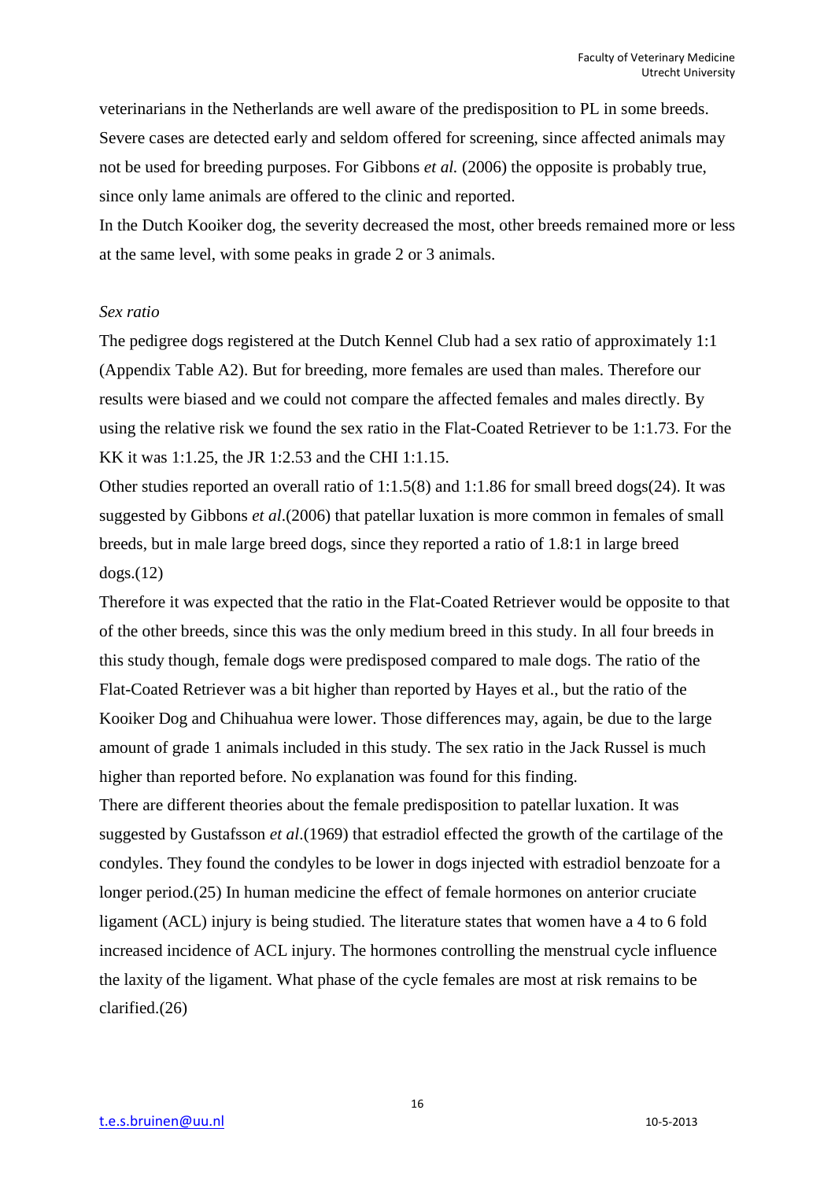veterinarians in the Netherlands are well aware of the predisposition to PL in some breeds. Severe cases are detected early and seldom offered for screening, since affected animals may not be used for breeding purposes. For Gibbons *et al.* (2006) the opposite is probably true, since only lame animals are offered to the clinic and reported.

In the Dutch Kooiker dog, the severity decreased the most, other breeds remained more or less at the same level, with some peaks in grade 2 or 3 animals.

*Sex ratio*

The pedigree dogs registered at the Dutch Kennel Club had a sex ratio of approximately 1:1 (Appendix Table A2). But for breeding, more females are used than males. Therefore our results were biased and we could not compare the affected females and males directly. By using the relative risk we found the sex ratio in the Flat-Coated Retriever to be 1:1.73. For the KK it was 1:1.25, the JR 1:2.53 and the CHI 1:1.15.

Other studies reported an overall ratio of 1:1.5(8) and 1:1.86 for small breed dogs(24). It was suggested by Gibbons *et al*.(2006) that patellar luxation is more common in females of small breeds, but in male large breed dogs, since they reported a ratio of 1.8:1 in large breed dogs.(12)

Therefore it was expected that the ratio in the Flat-Coated Retriever would be opposite to that of the other breeds, since this was the only medium breed in this study. In all four breeds in this study though, female dogs were predisposed compared to male dogs. The ratio of the Flat-Coated Retriever was a bit higher than reported by Hayes et al., but the ratio of the Kooiker Dog and Chihuahua were lower. Those differences may, again, be due to the large amount of grade 1 animals included in this study. The sex ratio in the Jack Russel is much higher than reported before. No explanation was found for this finding.

There are different theories about the female predisposition to patellar luxation. It was suggested by Gustafsson *et al*.(1969) that estradiol effected the growth of the cartilage of the condyles. They found the condyles to be lower in dogs injected with estradiol benzoate for a longer period.(25) In human medicine the effect of female hormones on anterior cruciate ligament (ACL) injury is being studied. The literature states that women have a 4 to 6 fold increased incidence of ACL injury. The hormones controlling the menstrual cycle influence the laxity of the ligament. What phase of the cycle females are most at risk remains to be clarified.(26)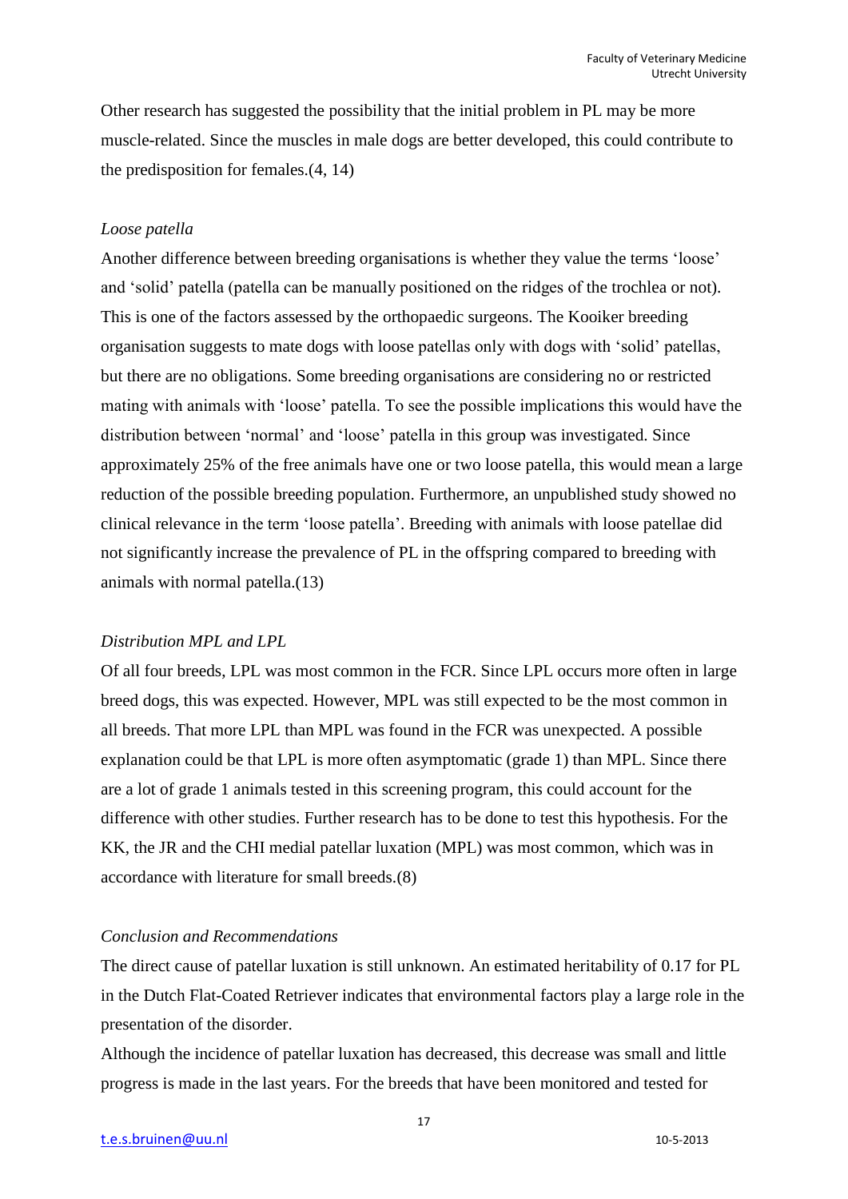Other research has suggested the possibility that the initial problem in PL may be more muscle-related. Since the muscles in male dogs are better developed, this could contribute to the predisposition for females.(4, 14)

*Loose patella*

Another difference between breeding organisations is whether they value the terms 'loose' and 'solid' patella (patella can be manually positioned on the ridges of the trochlea or not). This is one of the factors assessed by the orthopaedic surgeons. The Kooiker breeding organisation suggests to mate dogs with loose patellas only with dogs with 'solid' patellas, but there are no obligations. Some breeding organisations are considering no or restricted mating with animals with 'loose' patella. To see the possible implications this would have the distribution between 'normal' and 'loose' patella in this group was investigated. Since approximately 25% of the free animals have one or two loose patella, this would mean a large reduction of the possible breeding population. Furthermore, an unpublished study showed no clinical relevance in the term 'loose patella'. Breeding with animals with loose patellae did not significantly increase the prevalence of PL in the offspring compared to breeding with animals with normal patella.(13)

*Distribution MPL and LPL*

Of all four breeds, LPL was most common in the FCR. Since LPL occurs more often in large breed dogs, this was expected. However, MPL was still expected to be the most common in all breeds. That more LPL than MPL was found in the FCR was unexpected. A possible explanation could be that LPL is more often asymptomatic (grade 1) than MPL. Since there are a lot of grade 1 animals tested in this screening program, this could account for the difference with other studies. Further research has to be done to test this hypothesis. For the KK, the JR and the CHI medial patellar luxation (MPL) was most common, which was in accordance with literature for small breeds.(8)

*Conclusion and Recommendations*

The direct cause of patellar luxation is still unknown. An estimated heritability of 0.17 for PL in the Dutch Flat-Coated Retriever indicates that environmental factors play a large role in the presentation of the disorder.

Although the incidence of patellar luxation has decreased, this decrease was small and little progress is made in the last years. For the breeds that have been monitored and tested for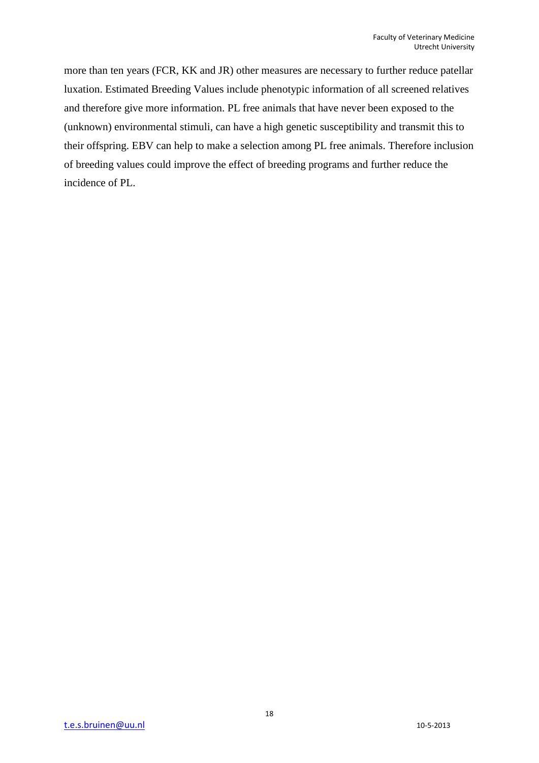more than ten years (FCR, KK and JR) other measures are necessary to further reduce patellar luxation. Estimated Breeding Values include phenotypic information of all screened relatives and therefore give more information. PL free animals that have never been exposed to the (unknown) environmental stimuli, can have a high genetic susceptibility and transmit this to their offspring. EBV can help to make a selection among PL free animals. Therefore inclusion of breeding values could improve the effect of breeding programs and further reduce the incidence of PL.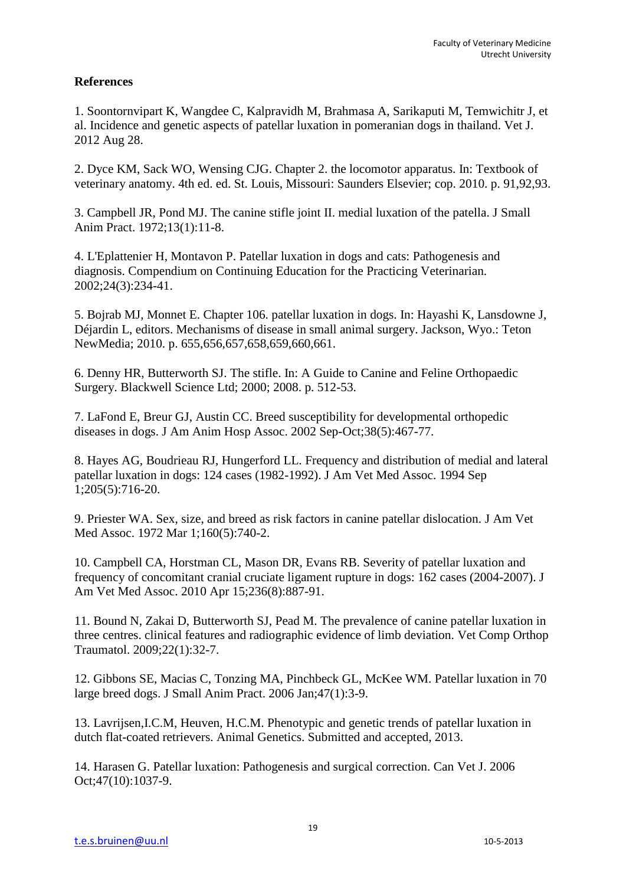**References**

1. Soontornvipart K, Wangdee C, Kalpravidh M, Brahmasa A, Sarikaputi M, Temwichitr J, et al. Incidence and genetic aspects of patellar luxation in pomeranian dogs in thailand. Vet J. 2012 Aug 28.

2. Dyce KM, Sack WO, Wensing CJG. Chapter 2. the locomotor apparatus. In: Textbook of veterinary anatomy. 4th ed. ed. St. Louis, Missouri: Saunders Elsevier; cop. 2010. p. 91,92,93.

3. Campbell JR, Pond MJ. The canine stifle joint II. medial luxation of the patella. J Small Anim Pract. 1972;13(1):11-8.

4. L'Eplattenier H, Montavon P. Patellar luxation in dogs and cats: Pathogenesis and diagnosis. Compendium on Continuing Education for the Practicing Veterinarian. 2002;24(3):234-41.

5. Bojrab MJ, Monnet E. Chapter 106. patellar luxation in dogs. In: Hayashi K, Lansdowne J, Déjardin L, editors. Mechanisms of disease in small animal surgery. Jackson, Wyo.: Teton NewMedia; 2010. p. 655,656,657,658,659,660,661.

6. Denny HR, Butterworth SJ. The stifle. In: A Guide to Canine and Feline Orthopaedic Surgery. Blackwell Science Ltd; 2000; 2008. p. 512-53.

7. LaFond E, Breur GJ, Austin CC. Breed susceptibility for developmental orthopedic diseases in dogs. J Am Anim Hosp Assoc. 2002 Sep-Oct;38(5):467-77.

8. Hayes AG, Boudrieau RJ, Hungerford LL. Frequency and distribution of medial and lateral patellar luxation in dogs: 124 cases (1982-1992). J Am Vet Med Assoc. 1994 Sep 1;205(5):716-20.

9. Priester WA. Sex, size, and breed as risk factors in canine patellar dislocation. J Am Vet Med Assoc. 1972 Mar 1;160(5):740-2.

10. Campbell CA, Horstman CL, Mason DR, Evans RB. Severity of patellar luxation and frequency of concomitant cranial cruciate ligament rupture in dogs: 162 cases (2004-2007). J Am Vet Med Assoc. 2010 Apr 15;236(8):887-91.

11. Bound N, Zakai D, Butterworth SJ, Pead M. The prevalence of canine patellar luxation in three centres. clinical features and radiographic evidence of limb deviation. Vet Comp Orthop Traumatol. 2009;22(1):32-7.

12. Gibbons SE, Macias C, Tonzing MA, Pinchbeck GL, McKee WM. Patellar luxation in 70 large breed dogs. J Small Anim Pract. 2006 Jan;47(1):3-9.

13. Lavrijsen,I.C.M, Heuven, H.C.M. Phenotypic and genetic trends of patellar luxation in dutch flat-coated retrievers. Animal Genetics. Submitted and accepted, 2013.

14. Harasen G. Patellar luxation: Pathogenesis and surgical correction. Can Vet J. 2006 Oct;47(10):1037-9.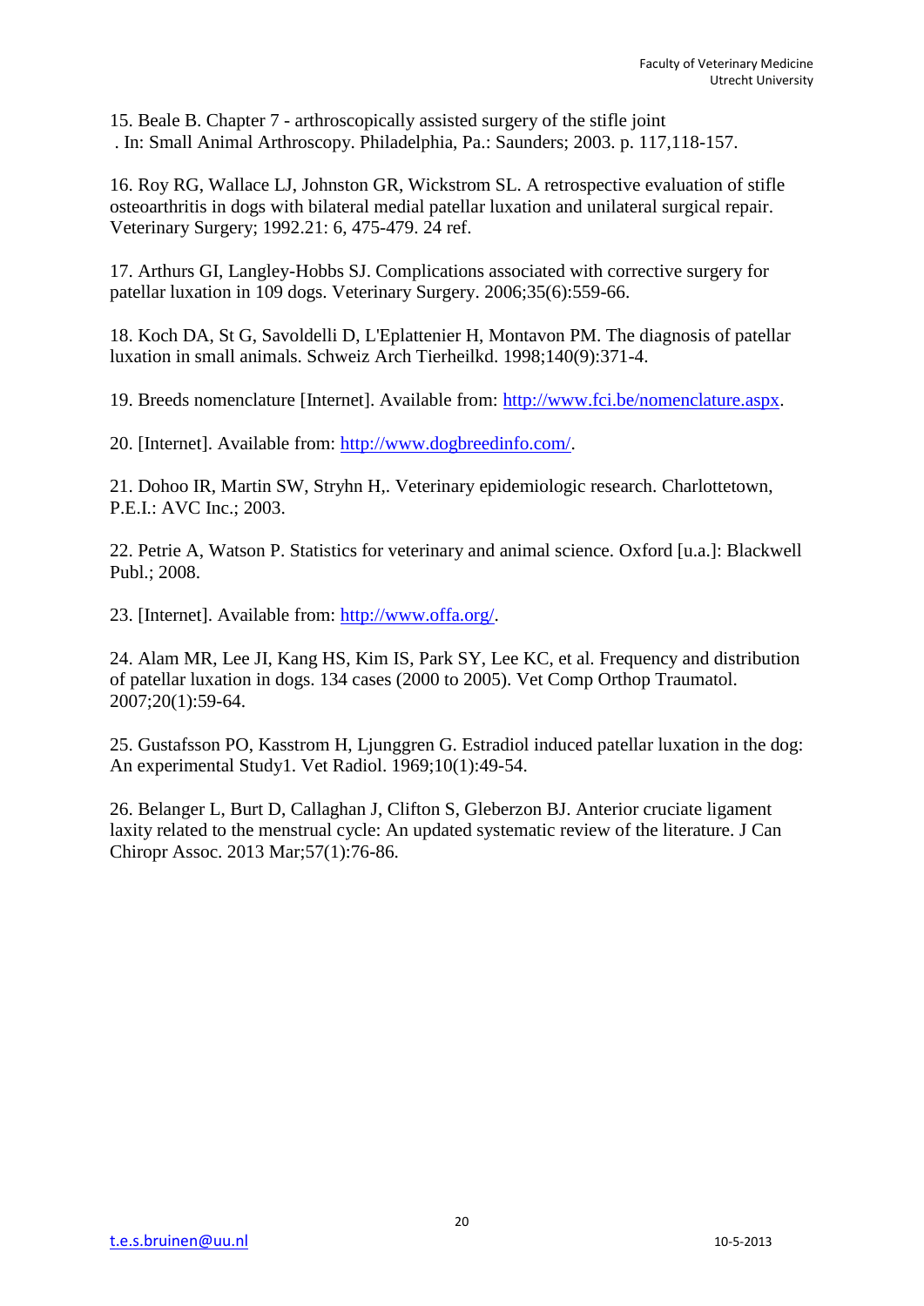15. Beale B. Chapter 7 - arthroscopically assisted surgery of the stifle joint
. In: Small Animal Arthroscopy. Philadelphia, Pa.: Saunders; 2003. p. 117,118-157.

16. Roy RG, Wallace LJ, Johnston GR, Wickstrom SL. A retrospective evaluation of stifle osteoarthritis in dogs with bilateral medial patellar luxation and unilateral surgical repair. Veterinary Surgery; 1992.21: 6, 475-479. 24 ref.

17. Arthurs GI, Langley-Hobbs SJ. Complications associated with corrective surgery for patellar luxation in 109 dogs. Veterinary Surgery. 2006;35(6):559-66.

18. Koch DA, St G, Savoldelli D, L'Eplattenier H, Montavon PM. The diagnosis of patellar luxation in small animals. Schweiz Arch Tierheilkd. 1998;140(9):371-4.

19. Breeds nomenclature [Internet]. Available from: http://www.fci.be/nomenclature.aspx.

20. [Internet]. Available from: http://www.dogbreedinfo.com/.

21. Dohoo IR, Martin SW, Stryhn H,. Veterinary epidemiologic research. Charlottetown, P.E.I.: AVC Inc.; 2003.

22. Petrie A, Watson P. Statistics for veterinary and animal science. Oxford [u.a.]: Blackwell Publ.; 2008.

23. [Internet]. Available from: http://www.offa.org/.

24. Alam MR, Lee JI, Kang HS, Kim IS, Park SY, Lee KC, et al. Frequency and distribution of patellar luxation in dogs. 134 cases (2000 to 2005). Vet Comp Orthop Traumatol. 2007;20(1):59-64.

25. Gustafsson PO, Kasstrom H, Ljunggren G. Estradiol induced patellar luxation in the dog: An experimental Study1. Vet Radiol. 1969;10(1):49-54.

26. Belanger L, Burt D, Callaghan J, Clifton S, Gleberzon BJ. Anterior cruciate ligament laxity related to the menstrual cycle: An updated systematic review of the literature. J Can Chiropr Assoc. 2013 Mar;57(1):76-86.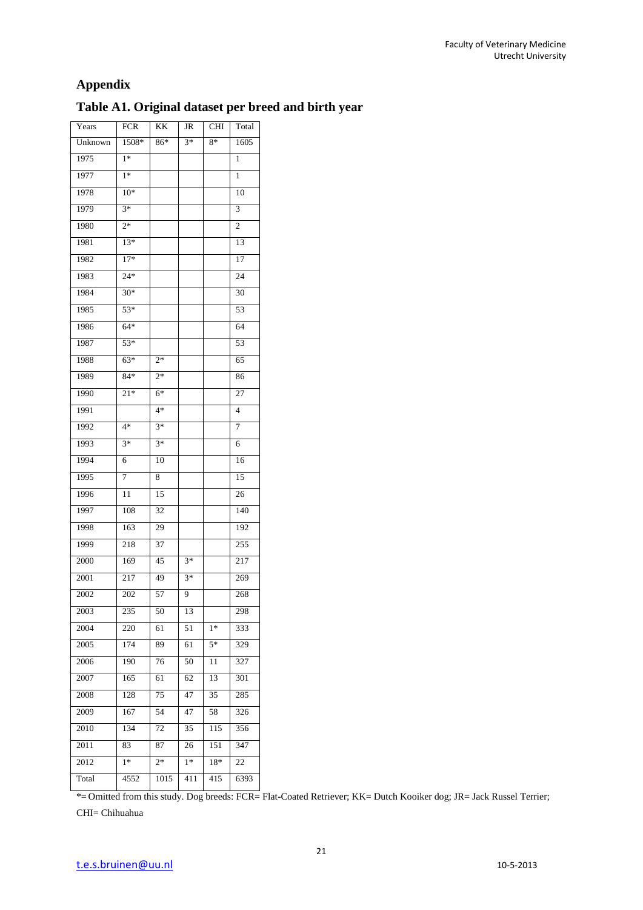# Appendix

## Table A1. Original dataset per breed and birth year

| Years | FCR | KK | JR | CHI | Total |
|---|---|---|---|---|---|
| Unknown | 1508* | 86* | 3* | 8* | 1605 |
| 1975 | 1* | | | | 1 |
| 1977 | 1* | | | | 1 |
| 1978 | 10* | | | | 10 |
| 1979 | 3* | | | | 3 |
| 1980 | 2* | | | | 2 |
| 1981 | 13* | | | | 13 |
| 1982 | 17* | | | | 17 |
| 1983 | 24* | | | | 24 |
| 1984 | 30* | | | | 30 |
| 1985 | 53* | | | | 53 |
| 1986 | 64* | | | | 64 |
| 1987 | 53* | | | | 53 |
| 1988 | 63* | 2* | | | 65 |
| 1989 | 84* | 2* | | | 86 |
| 1990 | 21* | 6* | | | 27 |
| 1991 | | 4* | | | 4 |
| 1992 | 4* | 3* | | | 7 |
| 1993 | 3* | 3* | | | 6 |
| 1994 | 6 | 10 | | | 16 |
| 1995 | 7 | 8 | | | 15 |
| 1996 | 11 | 15 | | | 26 |
| 1997 | 108 | 32 | | | 140 |
| 1998 | 163 | 29 | | | 192 |
| 1999 | 218 | 37 | | | 255 |
| 2000 | 169 | 45 | 3* | | 217 |
| 2001 | 217 | 49 | 3* | | 269 |
| 2002 | 202 | 57 | 9 | | 268 |
| 2003 | 235 | 50 | 13 | | 298 |
| 2004 | 220 | 61 | 51 | 1* | 333 |
| 2005 | 174 | 89 | 61 | 5* | 329 |
| 2006 | 190 | 76 | 50 | 11 | 327 |
| 2007 | 165 | 61 | 62 | 13 | 301 |
| 2008 | 128 | 75 | 47 | 35 | 285 |
| 2009 | 167 | 54 | 47 | 58 | 326 |
| 2010 | 134 | 72 | 35 | 115 | 356 |
| 2011 | 83 | 87 | 26 | 151 | 347 |
| 2012 | 1* | 2* | 1* | 18* | 22 |
| Total | 4552 | 1015 | 411 | 415 | 6393 |

*= Omitted from this study. Dog breeds: FCR= Flat-Coated Retriever; KK= Dutch Kooiker dog; JR= Jack Russel Terrier; CHI= Chihuahua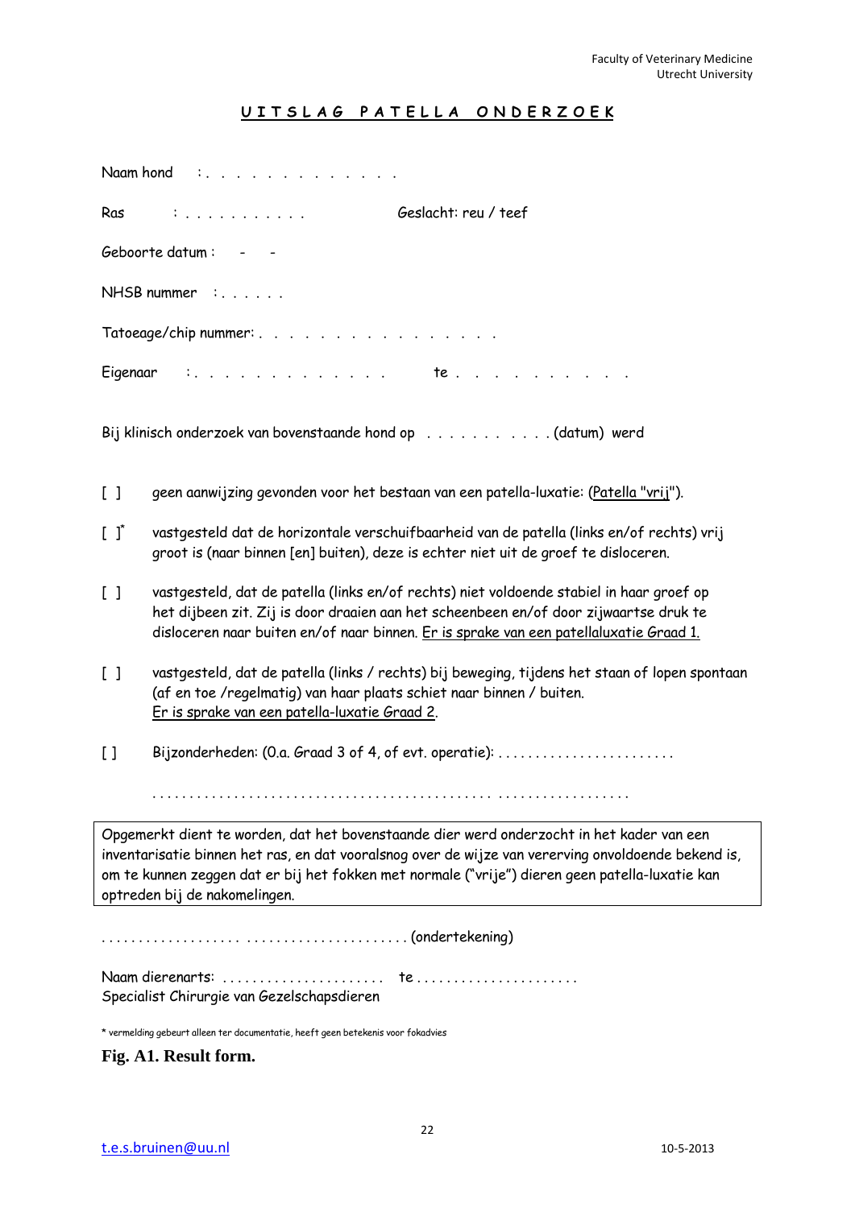Faculty of Veterinary Medicine
Utrecht University

## U I T S L A G   P A T E L L A   O N D E R Z O E K

Naam hond : . . . . . . . . . . . . .

Ras : . . . . . . . . . . .                Geslacht: reu / teef

Geboorte datum : - -

NHSB nummer : . . . . . .

Tatoeage/chip nummer: . . . . . . . . . . . . . . . .

Eigenaar : . . . . . . . . . . . . .        te . . . . . . . . . . .

Bij klinisch onderzoek van bovenstaande hond op . . . . . . . . . . . (datum) werd

[ ] geen aanwijzing gevonden voor het bestaan van een patella-luxatie: (<u>Patella "vrij"</u>).

[ ]* vastgesteld dat de horizontale verschuifbaarheid van de patella (links en/of rechts) vrij groot is (naar binnen [en] buiten), deze is echter niet uit de groef te disloceren.

[ ] vastgesteld, dat de patella (links en/of rechts) niet voldoende stabiel in haar groef op het dijbeen zit. Zij is door draaien aan het scheenbeen en/of door zijwaartse druk te disloceren naar buiten en/of naar binnen. <u>Er is sprake van een patellaluxatie Graad 1.</u>

[ ] vastgesteld, dat de patella (links / rechts) bij beweging, tijdens het staan of lopen spontaan (af en toe /regelmatig) van haar plaats schiet naar binnen / buiten.
<u>Er is sprake van een patella-luxatie Graad 2</u>.

[ ] Bijzonderheden: (O.a. Graad 3 of 4, of evt. operatie): . . . . . . . . . . . . . . . . . . . . . . . .

. . . . . . . . . . . . . . . . . . . . . . . . . . . . . . . . . . . . . . . . . . . . . . . . . . . . . . . . . . . . . .

Opgemerkt dient te worden, dat het bovenstaande dier werd onderzocht in het kader van een inventarisatie binnen het ras, en dat vooralsnog over de wijze van vererving onvoldoende bekend is, om te kunnen zeggen dat er bij het fokken met normale ("vrije") dieren geen patella-luxatie kan optreden bij de nakomelingen.

. . . . . . . . . . . . . . . . . . . . . . . . . . . . . . . . . . . . . . . . . (ondertekening)

Naam dierenarts: . . . . . . . . . . . . . . . . . . . . . .   te . . . . . . . . . . . . . . . . . . . . . .
Specialist Chirurgie van Gezelschapsdieren

\* vermelding gebeurt alleen ter documentatie, heeft geen betekenis voor fokadvies

**Fig. A1. Result form.**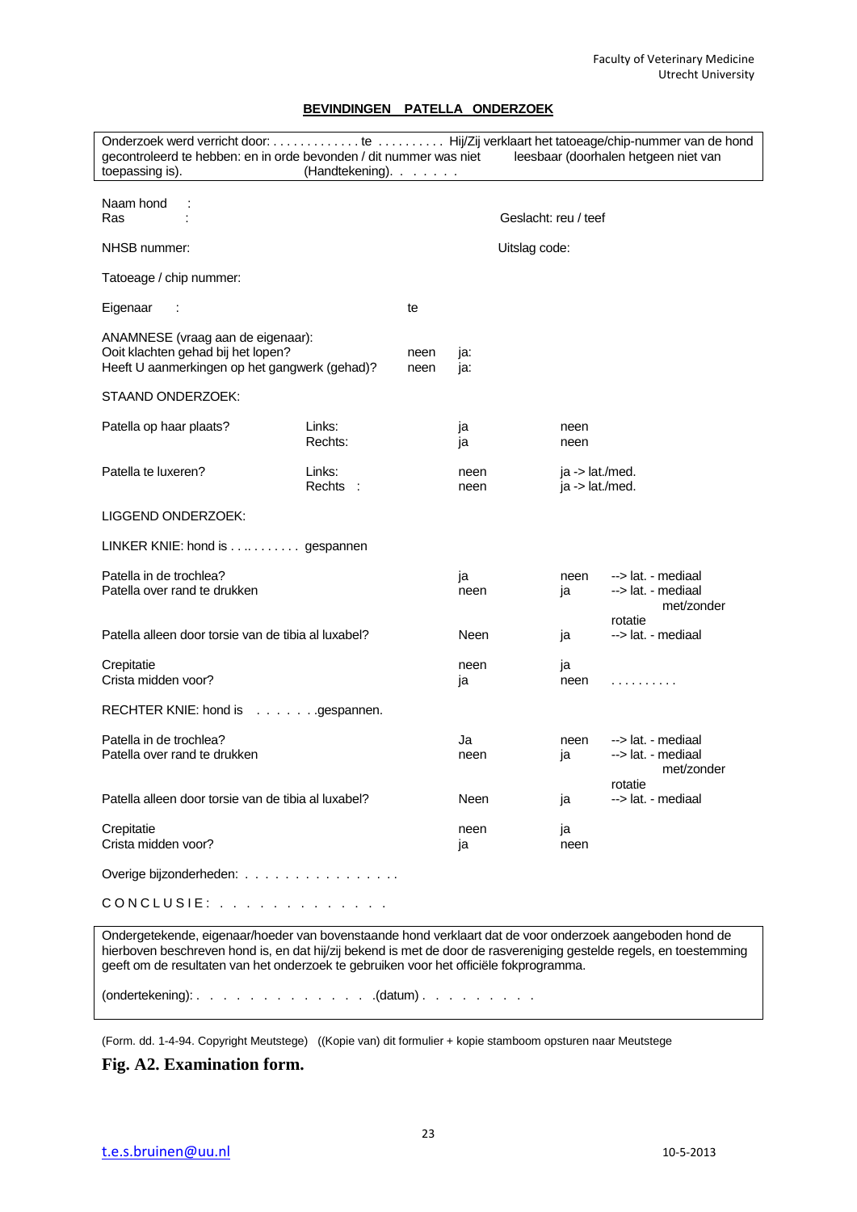Faculty of Veterinary Medicine
Utrecht University

**BEVINDINGEN PATELLA ONDERZOEK**

Onderzoek werd verricht door: . . . . . . . . . . . . . te . . . . . . . . . . Hij/Zij verklaart het tatoeage/chip-nummer van de hond gecontroleerd te hebben: en in orde bevonden / dit nummer was niet leesbaar (doorhalen hetgeen niet van toepassing is). (Handtekening). . . . . . .

Naam hond :
Ras : Geslacht: reu / teef

NHSB nummer: Uitslag code:

Tatoeage / chip nummer:

Eigenaar : te

ANAMNESE (vraag aan de eigenaar):

| | | |
|---|---|---|
| Ooit klachten gehad bij het lopen? | neen | ja: |
| Heeft U aanmerkingen op het gangwerk (gehad)? | neen | ja: |

STAAND ONDERZOEK:

| | | | |
|---|---|---|---|
| Patella op haar plaats? | Links: | ja | neen |
| | Rechts: | ja | neen |
| Patella te luxeren? | Links: | neen | ja -> lat./med. |
| | Rechts : | neen | ja -> lat./med. |

LIGGEND ONDERZOEK:

LINKER KNIE: hond is . . .. . . . . . . gespannen

| | | | |
|---|---|---|---|
| Patella in de trochlea? | ja | neen | --> lat. - mediaal |
| Patella over rand te drukken | neen | ja | --> lat. - mediaal met/zonder rotatie |
| Patella alleen door torsie van de tibia al luxabel? | Neen | ja | --> lat. - mediaal |
| Crepitatie | neen | ja | |
| Crista midden voor? | ja | neen | . . . . . . . . . . |

RECHTER KNIE: hond is . . . . . . .gespannen.

| | | | |
|---|---|---|---|
| Patella in de trochlea? | Ja | neen | --> lat. - mediaal |
| Patella over rand te drukken | neen | ja | --> lat. - mediaal met/zonder rotatie |
| Patella alleen door torsie van de tibia al luxabel? | Neen | ja | --> lat. - mediaal |
| Crepitatie | neen | ja | |
| Crista midden voor? | ja | neen | |

Overige bijzonderheden: . . . . . . . . . . . . . . . .

C O N C L U S I E : . . . . . . . . . . . . . .

Ondergetekende, eigenaar/hoeder van bovenstaande hond verklaart dat de voor onderzoek aangeboden hond de hierboven beschreven hond is, en dat hij/zij bekend is met de door de rasvereniging gestelde regels, en toestemming geeft om de resultaten van het onderzoek te gebruiken voor het officiële fokprogramma.

(ondertekening): . . . . . . . . . . . . . . .(datum) . . . . . . . . .

(Form. dd. 1-4-94. Copyright Meutstege) ((Kopie van) dit formulier + kopie stamboom opsturen naar Meutstege

**Fig. A2. Examination form.**

t.e.s.bruinen@uu.nl 10-5-2013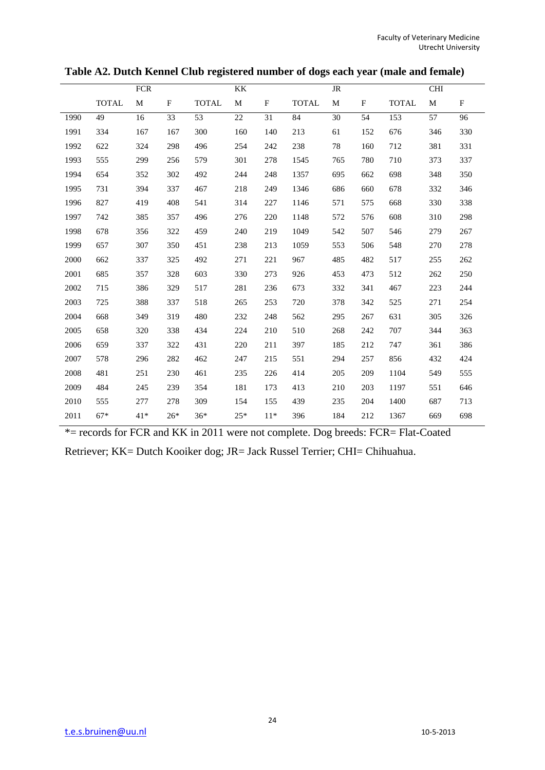**Table A2. Dutch Kennel Club registered number of dogs each year (male and female)**

| | FCR | | | KK | | | JR | | | CHI | | |
|---|---|---|---|---|---|---|---|---|---|---|---|---|
| | TOTAL | M | F | TOTAL | M | F | TOTAL | M | F | TOTAL | M | F |
| 1990 | 49 | 16 | 33 | 53 | 22 | 31 | 84 | 30 | 54 | 153 | 57 | 96 |
| 1991 | 334 | 167 | 167 | 300 | 160 | 140 | 213 | 61 | 152 | 676 | 346 | 330 |
| 1992 | 622 | 324 | 298 | 496 | 254 | 242 | 238 | 78 | 160 | 712 | 381 | 331 |
| 1993 | 555 | 299 | 256 | 579 | 301 | 278 | 1545 | 765 | 780 | 710 | 373 | 337 |
| 1994 | 654 | 352 | 302 | 492 | 244 | 248 | 1357 | 695 | 662 | 698 | 348 | 350 |
| 1995 | 731 | 394 | 337 | 467 | 218 | 249 | 1346 | 686 | 660 | 678 | 332 | 346 |
| 1996 | 827 | 419 | 408 | 541 | 314 | 227 | 1146 | 571 | 575 | 668 | 330 | 338 |
| 1997 | 742 | 385 | 357 | 496 | 276 | 220 | 1148 | 572 | 576 | 608 | 310 | 298 |
| 1998 | 678 | 356 | 322 | 459 | 240 | 219 | 1049 | 542 | 507 | 546 | 279 | 267 |
| 1999 | 657 | 307 | 350 | 451 | 238 | 213 | 1059 | 553 | 506 | 548 | 270 | 278 |
| 2000 | 662 | 337 | 325 | 492 | 271 | 221 | 967 | 485 | 482 | 517 | 255 | 262 |
| 2001 | 685 | 357 | 328 | 603 | 330 | 273 | 926 | 453 | 473 | 512 | 262 | 250 |
| 2002 | 715 | 386 | 329 | 517 | 281 | 236 | 673 | 332 | 341 | 467 | 223 | 244 |
| 2003 | 725 | 388 | 337 | 518 | 265 | 253 | 720 | 378 | 342 | 525 | 271 | 254 |
| 2004 | 668 | 349 | 319 | 480 | 232 | 248 | 562 | 295 | 267 | 631 | 305 | 326 |
| 2005 | 658 | 320 | 338 | 434 | 224 | 210 | 510 | 268 | 242 | 707 | 344 | 363 |
| 2006 | 659 | 337 | 322 | 431 | 220 | 211 | 397 | 185 | 212 | 747 | 361 | 386 |
| 2007 | 578 | 296 | 282 | 462 | 247 | 215 | 551 | 294 | 257 | 856 | 432 | 424 |
| 2008 | 481 | 251 | 230 | 461 | 235 | 226 | 414 | 205 | 209 | 1104 | 549 | 555 |
| 2009 | 484 | 245 | 239 | 354 | 181 | 173 | 413 | 210 | 203 | 1197 | 551 | 646 |
| 2010 | 555 | 277 | 278 | 309 | 154 | 155 | 439 | 235 | 204 | 1400 | 687 | 713 |
| 2011 | 67* | 41* | 26* | 36* | 25* | 11* | 396 | 184 | 212 | 1367 | 669 | 698 |

*= records for FCR and KK in 2011 were not complete. Dog breeds: FCR= Flat-Coated Retriever; KK= Dutch Kooiker dog; JR= Jack Russel Terrier; CHI= Chihuahua.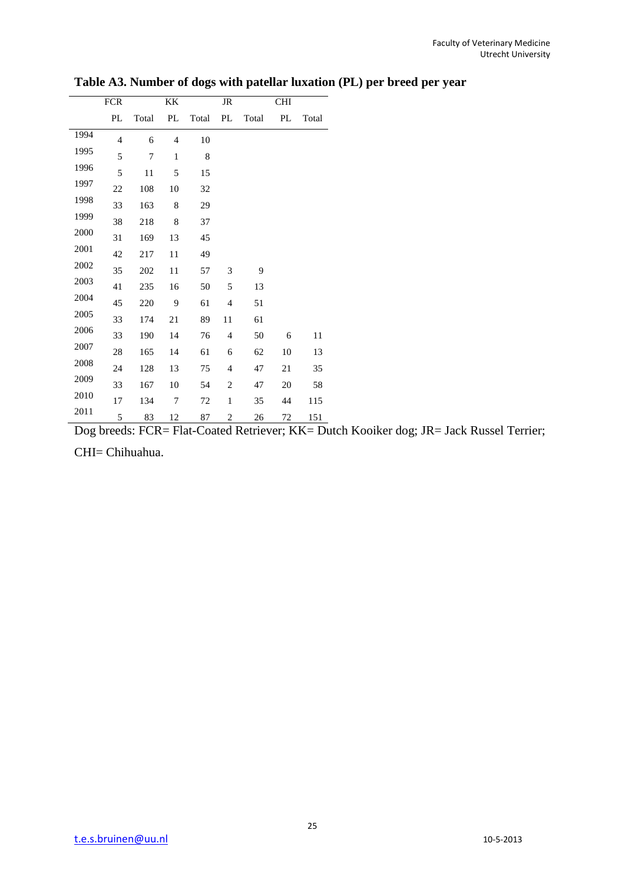**Table A3. Number of dogs with patellar luxation (PL) per breed per year**

| | FCR | | KK | | JR | | CHI | |
|---|---|---|---|---|---|---|---|---|
| | PL | Total | PL | Total | PL | Total | PL | Total |
| 1994 | 4 | 6 | 4 | 10 | | | | |
| 1995 | 5 | 7 | 1 | 8 | | | | |
| 1996 | 5 | 11 | 5 | 15 | | | | |
| 1997 | 22 | 108 | 10 | 32 | | | | |
| 1998 | 33 | 163 | 8 | 29 | | | | |
| 1999 | 38 | 218 | 8 | 37 | | | | |
| 2000 | 31 | 169 | 13 | 45 | | | | |
| 2001 | 42 | 217 | 11 | 49 | | | | |
| 2002 | 35 | 202 | 11 | 57 | 3 | 9 | | |
| 2003 | 41 | 235 | 16 | 50 | 5 | 13 | | |
| 2004 | 45 | 220 | 9 | 61 | 4 | 51 | | |
| 2005 | 33 | 174 | 21 | 89 | 11 | 61 | | |
| 2006 | 33 | 190 | 14 | 76 | 4 | 50 | 6 | 11 |
| 2007 | 28 | 165 | 14 | 61 | 6 | 62 | 10 | 13 |
| 2008 | 24 | 128 | 13 | 75 | 4 | 47 | 21 | 35 |
| 2009 | 33 | 167 | 10 | 54 | 2 | 47 | 20 | 58 |
| 2010 | 17 | 134 | 7 | 72 | 1 | 35 | 44 | 115 |
| 2011 | 5 | 83 | 12 | 87 | 2 | 26 | 72 | 151 |

Dog breeds: FCR= Flat-Coated Retriever; KK= Dutch Kooiker dog; JR= Jack Russel Terrier; CHI= Chihuahua.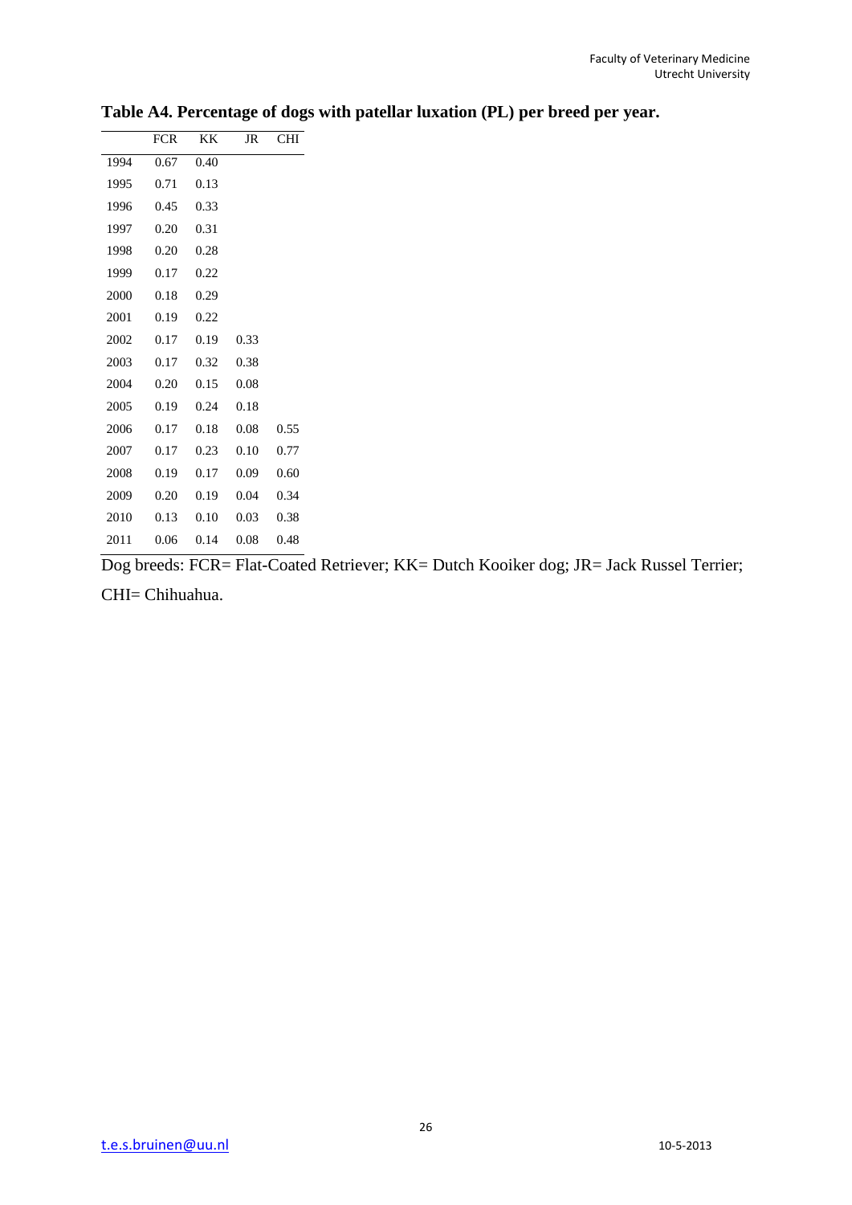**Table A4. Percentage of dogs with patellar luxation (PL) per breed per year.**

| | FCR | KK | JR | CHI |
|---|---|---|---|---|
| 1994 | 0.67 | 0.40 | | |
| 1995 | 0.71 | 0.13 | | |
| 1996 | 0.45 | 0.33 | | |
| 1997 | 0.20 | 0.31 | | |
| 1998 | 0.20 | 0.28 | | |
| 1999 | 0.17 | 0.22 | | |
| 2000 | 0.18 | 0.29 | | |
| 2001 | 0.19 | 0.22 | | |
| 2002 | 0.17 | 0.19 | 0.33 | |
| 2003 | 0.17 | 0.32 | 0.38 | |
| 2004 | 0.20 | 0.15 | 0.08 | |
| 2005 | 0.19 | 0.24 | 0.18 | |
| 2006 | 0.17 | 0.18 | 0.08 | 0.55 |
| 2007 | 0.17 | 0.23 | 0.10 | 0.77 |
| 2008 | 0.19 | 0.17 | 0.09 | 0.60 |
| 2009 | 0.20 | 0.19 | 0.04 | 0.34 |
| 2010 | 0.13 | 0.10 | 0.03 | 0.38 |
| 2011 | 0.06 | 0.14 | 0.08 | 0.48 |

Dog breeds: FCR= Flat-Coated Retriever; KK= Dutch Kooiker dog; JR= Jack Russel Terrier; CHI= Chihuahua.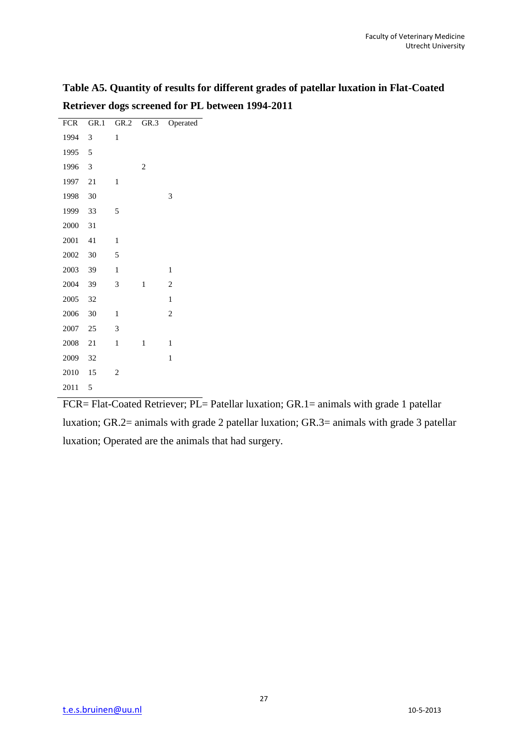**Table A5. Quantity of results for different grades of patellar luxation in Flat-Coated Retriever dogs screened for PL between 1994-2011**

| FCR | GR.1 | GR.2 | GR.3 | Operated |
|---|---|---|---|---|
| 1994 | 3 | 1 | | |
| 1995 | 5 | | | |
| 1996 | 3 | | 2 | |
| 1997 | 21 | 1 | | |
| 1998 | 30 | | | 3 |
| 1999 | 33 | 5 | | |
| 2000 | 31 | | | |
| 2001 | 41 | 1 | | |
| 2002 | 30 | 5 | | |
| 2003 | 39 | 1 | | 1 |
| 2004 | 39 | 3 | 1 | 2 |
| 2005 | 32 | | | 1 |
| 2006 | 30 | 1 | | 2 |
| 2007 | 25 | 3 | | |
| 2008 | 21 | 1 | 1 | 1 |
| 2009 | 32 | | | 1 |
| 2010 | 15 | 2 | | |
| 2011 | 5 | | | |

FCR= Flat-Coated Retriever; PL= Patellar luxation; GR.1= animals with grade 1 patellar luxation; GR.2= animals with grade 2 patellar luxation; GR.3= animals with grade 3 patellar luxation; Operated are the animals that had surgery.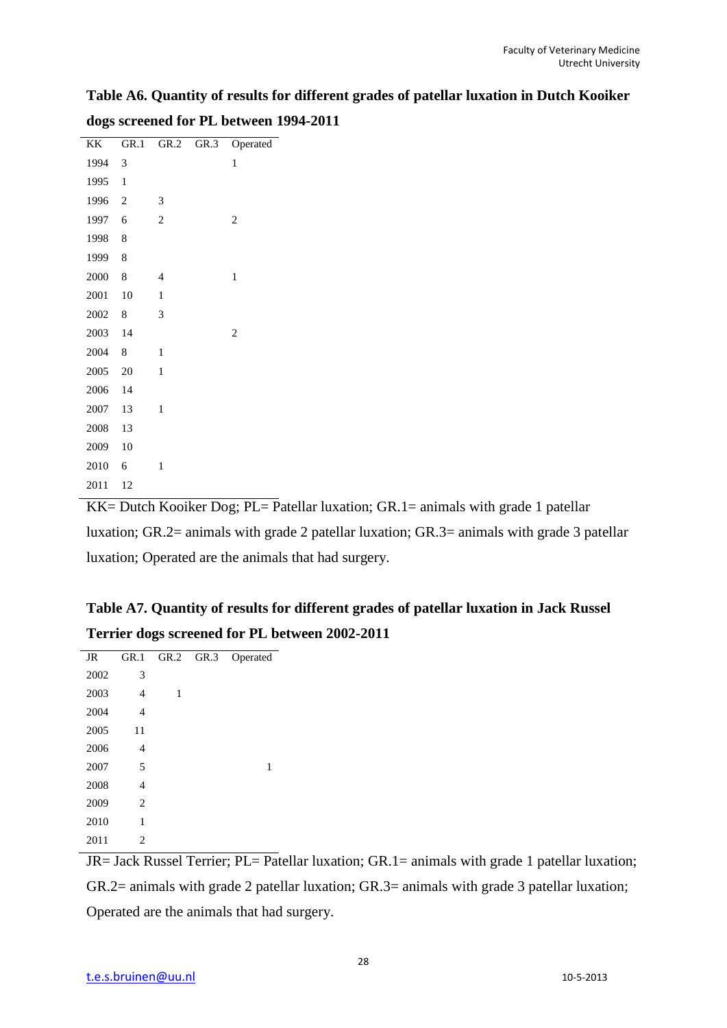**Table A6. Quantity of results for different grades of patellar luxation in Dutch Kooiker dogs screened for PL between 1994-2011**

| KK | GR.1 | GR.2 | GR.3 | Operated |
|---|---|---|---|---|
| 1994 | 3 | | | 1 |
| 1995 | 1 | | | |
| 1996 | 2 | 3 | | |
| 1997 | 6 | 2 | | 2 |
| 1998 | 8 | | | |
| 1999 | 8 | | | |
| 2000 | 8 | 4 | | 1 |
| 2001 | 10 | 1 | | |
| 2002 | 8 | 3 | | |
| 2003 | 14 | | | 2 |
| 2004 | 8 | 1 | | |
| 2005 | 20 | 1 | | |
| 2006 | 14 | | | |
| 2007 | 13 | 1 | | |
| 2008 | 13 | | | |
| 2009 | 10 | | | |
| 2010 | 6 | 1 | | |
| 2011 | 12 | | | |

KK= Dutch Kooiker Dog; PL= Patellar luxation; GR.1= animals with grade 1 patellar luxation; GR.2= animals with grade 2 patellar luxation; GR.3= animals with grade 3 patellar luxation; Operated are the animals that had surgery.

**Table A7. Quantity of results for different grades of patellar luxation in Jack Russel Terrier dogs screened for PL between 2002-2011**

| JR | GR.1 | GR.2 | GR.3 | Operated |
|---|---|---|---|---|
| 2002 | 3 | | | |
| 2003 | 4 | 1 | | |
| 2004 | 4 | | | |
| 2005 | 11 | | | |
| 2006 | 4 | | | |
| 2007 | 5 | | | 1 |
| 2008 | 4 | | | |
| 2009 | 2 | | | |
| 2010 | 1 | | | |
| 2011 | 2 | | | |

JR= Jack Russel Terrier; PL= Patellar luxation; GR.1= animals with grade 1 patellar luxation; GR.2= animals with grade 2 patellar luxation; GR.3= animals with grade 3 patellar luxation; Operated are the animals that had surgery.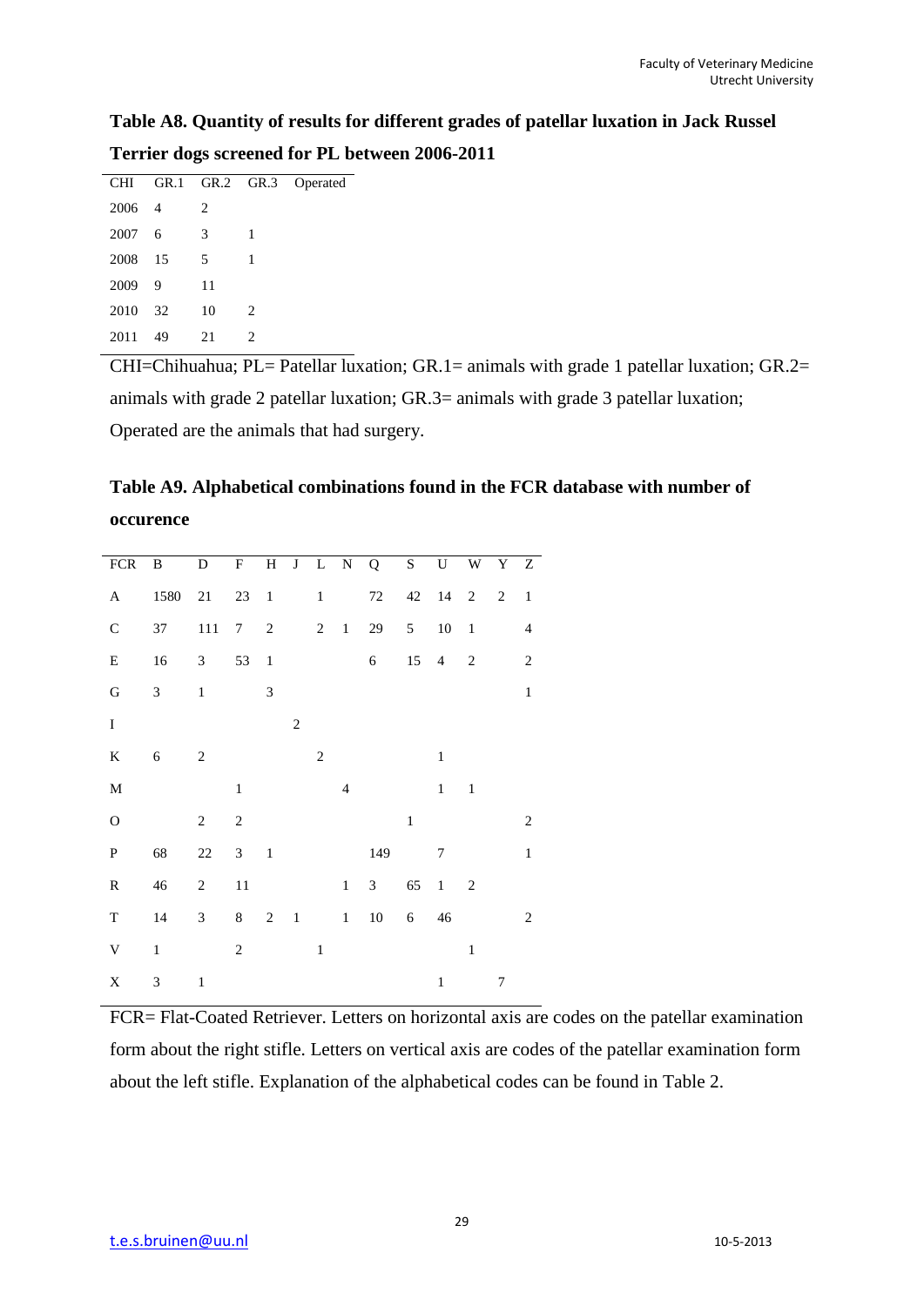**Table A8. Quantity of results for different grades of patellar luxation in Jack Russel Terrier dogs screened for PL between 2006-2011**

| CHI | GR.1 | GR.2 | GR.3 | Operated |
|---|---|---|---|---|
| 2006 | 4 | 2 | | |
| 2007 | 6 | 3 | 1 | |
| 2008 | 15 | 5 | 1 | |
| 2009 | 9 | 11 | | |
| 2010 | 32 | 10 | 2 | |
| 2011 | 49 | 21 | 2 | |

CHI=Chihuahua; PL= Patellar luxation; GR.1= animals with grade 1 patellar luxation; GR.2= animals with grade 2 patellar luxation; GR.3= animals with grade 3 patellar luxation; Operated are the animals that had surgery.

**Table A9. Alphabetical combinations found in the FCR database with number of occurence**

| FCR | B | D | F | H | J | L | N | Q | S | U | W | Y | Z |
|---|---|---|---|---|---|---|---|---|---|---|---|---|---|
| A | 1580 | 21 | 23 | 1 | | 1 | | 72 | 42 | 14 | 2 | 2 | 1 |
| C | 37 | 111 | 7 | 2 | | 2 | 1 | 29 | 5 | 10 | 1 | | 4 |
| E | 16 | 3 | 53 | 1 | | | | 6 | 15 | 4 | 2 | | 2 |
| G | 3 | 1 | | 3 | | | | | | | | | 1 |
| I | | | | | 2 | | | | | | | | |
| K | 6 | 2 | | | | 2 | | | | 1 | | | |
| M | | | 1 | | | | 4 | | | 1 | 1 | | |
| O | | 2 | 2 | | | | | | 1 | | | | 2 |
| P | 68 | 22 | 3 | 1 | | | | 149 | | 7 | | | 1 |
| R | 46 | 2 | 11 | | | | 1 | 3 | 65 | 1 | 2 | | |
| T | 14 | 3 | 8 | 2 | 1 | | 1 | 10 | 6 | 46 | | | 2 |
| V | 1 | | 2 | | | 1 | | | | | 1 | | |
| X | 3 | 1 | | | | | | | | 1 | | 7 | |

FCR= Flat-Coated Retriever. Letters on horizontal axis are codes on the patellar examination form about the right stifle. Letters on vertical axis are codes of the patellar examination form about the left stifle. Explanation of the alphabetical codes can be found in Table 2.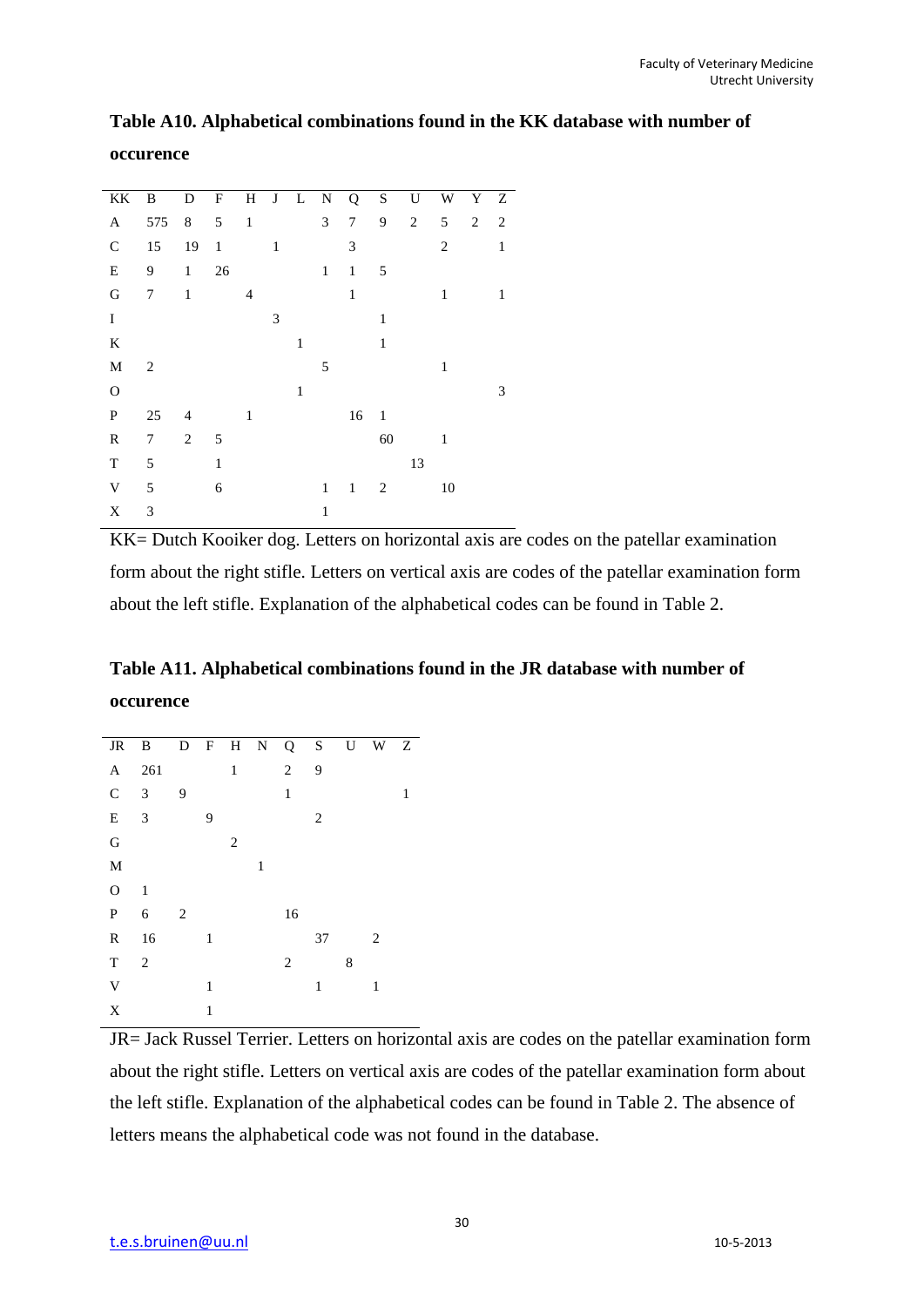**Table A10. Alphabetical combinations found in the KK database with number of occurence**

| KK | B | D | F | H | J | L | N | Q | S | U | W | Y | Z |
|---|---|---|---|---|---|---|---|---|---|---|---|---|---|
| A | 575 | 8 | 5 | 1 | | | 3 | 7 | 9 | 2 | 5 | 2 | 2 |
| C | 15 | 19 | 1 | | 1 | | | 3 | | | 2 | | 1 |
| E | 9 | 1 | 26 | | | | 1 | 1 | 5 | | | | |
| G | 7 | 1 | | 4 | | | | 1 | | | 1 | | 1 |
| I | | | | | 3 | | | | 1 | | | | |
| K | | | | | | 1 | | | 1 | | | | |
| M | 2 | | | | | | 5 | | | | 1 | | |
| O | | | | | | 1 | | | | | | | 3 |
| P | 25 | 4 | | 1 | | | | 16 | 1 | | | | |
| R | 7 | 2 | 5 | | | | | | 60 | | 1 | | |
| T | 5 | | 1 | | | | | | | 13 | | | |
| V | 5 | | 6 | | | | 1 | 1 | 2 | | 10 | | |
| X | 3 | | | | | | 1 | | | | | | |

KK= Dutch Kooiker dog. Letters on horizontal axis are codes on the patellar examination form about the right stifle. Letters on vertical axis are codes of the patellar examination form about the left stifle. Explanation of the alphabetical codes can be found in Table 2.

**Table A11. Alphabetical combinations found in the JR database with number of occurence**

| JR | B | D | F | H | N | Q | S | U | W | Z |
|---|---|---|---|---|---|---|---|---|---|---|
| A | 261 | | | 1 | | 2 | 9 | | | |
| C | 3 | 9 | | | | 1 | | | | 1 |
| E | 3 | | 9 | | | | 2 | | | |
| G | | | | 2 | | | | | | |
| M | | | | | 1 | | | | | |
| O | 1 | | | | | | | | | |
| P | 6 | 2 | | | | 16 | | | | |
| R | 16 | | 1 | | | | 37 | | 2 | |
| T | 2 | | | | | 2 | | 8 | | |
| V | | | 1 | | | | 1 | | 1 | |
| X | | | 1 | | | | | | | |

JR= Jack Russel Terrier. Letters on horizontal axis are codes on the patellar examination form about the right stifle. Letters on vertical axis are codes of the patellar examination form about the left stifle. Explanation of the alphabetical codes can be found in Table 2. The absence of letters means the alphabetical code was not found in the database.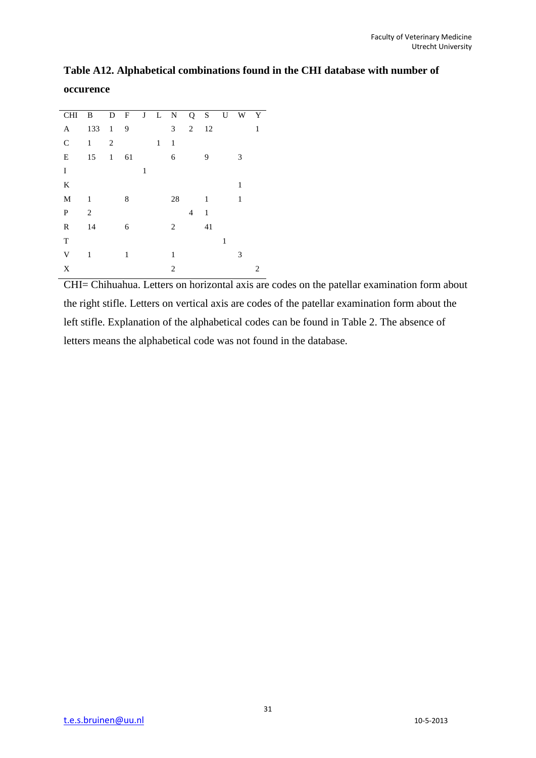**Table A12. Alphabetical combinations found in the CHI database with number of occurence**

| CHI | B | D | F | J | L | N | Q | S | U | W | Y |
|---|---|---|---|---|---|---|---|---|---|---|---|
| A | 133 | 1 | 9 | | | 3 | 2 | 12 | | | 1 |
| C | 1 | 2 | | | 1 | 1 | | | | | |
| E | 15 | 1 | 61 | | | 6 | | 9 | | 3 | |
| I | | | | 1 | | | | | | | |
| K | | | | | | | | | | 1 | |
| M | 1 | | 8 | | | 28 | | 1 | | 1 | |
| P | 2 | | | | | | 4 | 1 | | | |
| R | 14 | | 6 | | | 2 | | 41 | | | |
| T | | | | | | | | | 1 | | |
| V | 1 | | 1 | | | 1 | | | | 3 | |
| X | | | | | | 2 | | | | | 2 |

CHI= Chihuahua. Letters on horizontal axis are codes on the patellar examination form about the right stifle. Letters on vertical axis are codes of the patellar examination form about the left stifle. Explanation of the alphabetical codes can be found in Table 2. The absence of letters means the alphabetical code was not found in the database.